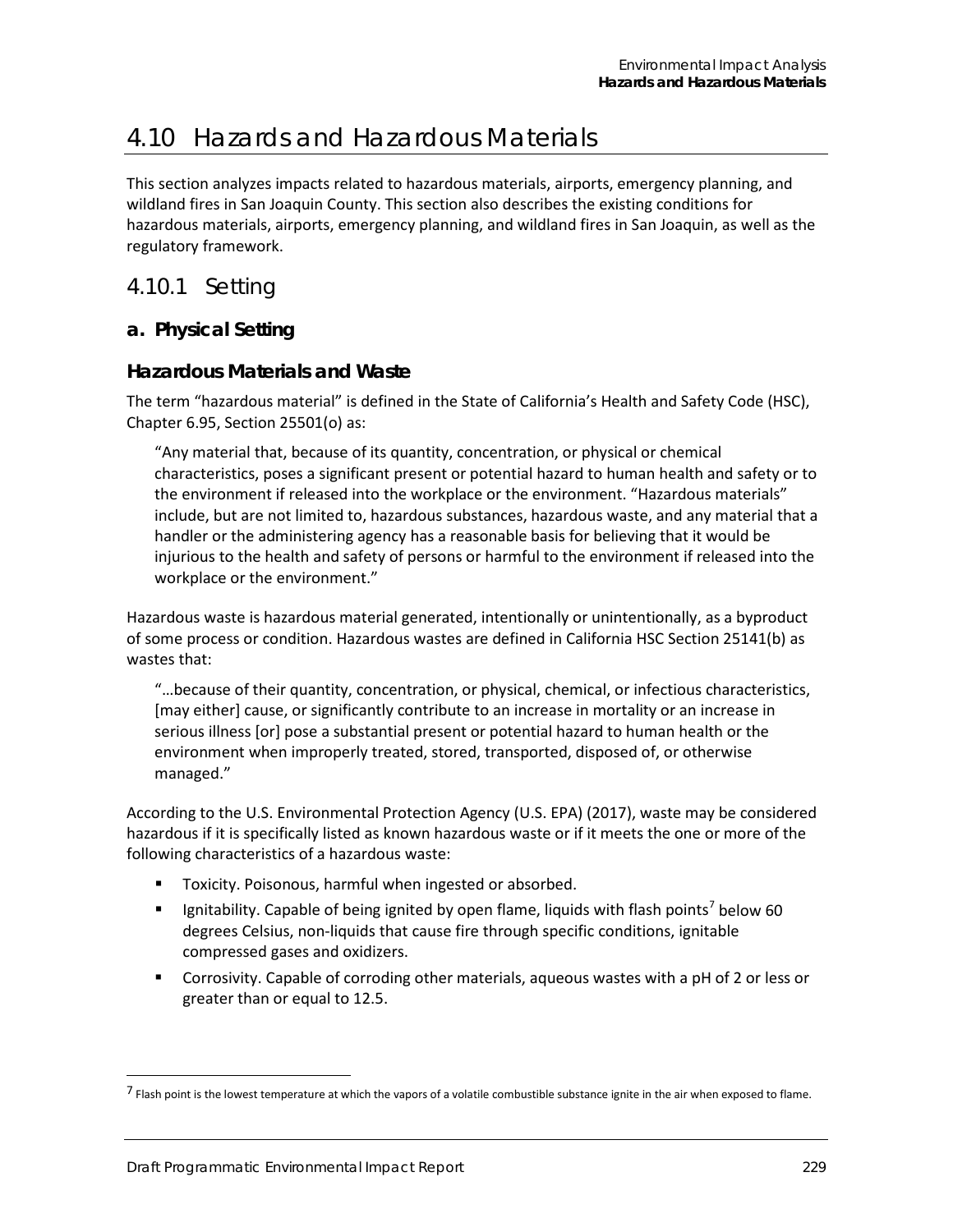# 4.10 Hazards and Hazardous Materials

This section analyzes impacts related to hazardous materials, airports, emergency planning, and wildland fires in San Joaquin County. This section also describes the existing conditions for hazardous materials, airports, emergency planning, and wildland fires in San Joaquin, as well as the regulatory framework.

## 4.10.1 Setting

### a. Physical Setting

#### Hazardous Materials and Waste

The term "hazardous material" is defined in the State of California's Health and Safety Code (HSC), Chapter 6.95, Section 25501(o) as:

> "Any material that, because of its quantity, concentration, or physical or chemical characteristics, poses a significant present or potential hazard to human health and safety or to the environment if released into the workplace or the environment. "Hazardous materials" include, but are not limited to, hazardous substances, hazardous waste, and any material that a handler or the administering agency has a reasonable basis for believing that it would be injurious to the health and safety of persons or harmful to the environment if released into the workplace or the environment."

Hazardous waste is hazardous material generated, intentionally or unintentionally, as a byproduct of some process or condition. Hazardous wastes are defined in California HSC Section 25141(b) as wastes that:

> "…because of their quantity, concentration, or physical, chemical, or infectious characteristics, [may either] cause, or significantly contribute to an increase in mortality or an increase in serious illness [or] pose a substantial present or potential hazard to human health or the environment when improperly treated, stored, transported, disposed of, or otherwise managed."

According to the U.S. Environmental Protection Agency (U.S. EPA) (2017), waste may be considered hazardous if it is specifically listed as known hazardous waste or if it meets the one or more of the following characteristics of a hazardous waste:

- Toxicity. Poisonous, harmful when ingested or absorbed.
- Ignitability. Capable of being ignited by open flame, liquids with flash points[7] below 60 degrees Celsius, non-liquids that cause fire through specific conditions, ignitable compressed gases and oxidizers.
- Corrosivity. Capable of corroding other materials, aqueous wastes with a pH of 2 or less or greater than or equal to 12.5.

[7] Flash point is the lowest temperature at which the vapors of a volatile combustible substance ignite in the air when exposed to flame.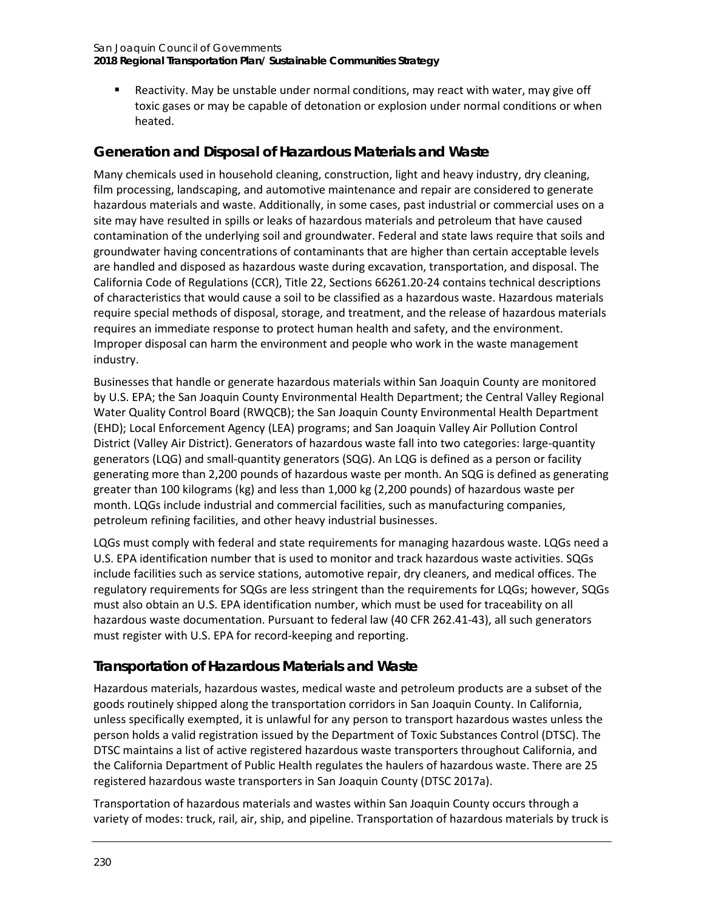- Reactivity. May be unstable under normal conditions, may react with water, may give off toxic gases or may be capable of detonation or explosion under normal conditions or when heated.

### Generation and Disposal of Hazardous Materials and Waste

Many chemicals used in household cleaning, construction, light and heavy industry, dry cleaning, film processing, landscaping, and automotive maintenance and repair are considered to generate hazardous materials and waste. Additionally, in some cases, past industrial or commercial uses on a site may have resulted in spills or leaks of hazardous materials and petroleum that have caused contamination of the underlying soil and groundwater. Federal and state laws require that soils and groundwater having concentrations of contaminants that are higher than certain acceptable levels are handled and disposed as hazardous waste during excavation, transportation, and disposal. The California Code of Regulations (CCR), Title 22, Sections 66261.20-24 contains technical descriptions of characteristics that would cause a soil to be classified as a hazardous waste. Hazardous materials require special methods of disposal, storage, and treatment, and the release of hazardous materials requires an immediate response to protect human health and safety, and the environment. Improper disposal can harm the environment and people who work in the waste management industry.

Businesses that handle or generate hazardous materials within San Joaquin County are monitored by U.S. EPA; the San Joaquin County Environmental Health Department; the Central Valley Regional Water Quality Control Board (RWQCB); the San Joaquin County Environmental Health Department (EHD); Local Enforcement Agency (LEA) programs; and San Joaquin Valley Air Pollution Control District (Valley Air District). Generators of hazardous waste fall into two categories: large-quantity generators (LQG) and small-quantity generators (SQG). An LQG is defined as a person or facility generating more than 2,200 pounds of hazardous waste per month. An SQG is defined as generating greater than 100 kilograms (kg) and less than 1,000 kg (2,200 pounds) of hazardous waste per month. LQGs include industrial and commercial facilities, such as manufacturing companies, petroleum refining facilities, and other heavy industrial businesses.

LQGs must comply with federal and state requirements for managing hazardous waste. LQGs need a U.S. EPA identification number that is used to monitor and track hazardous waste activities. SQGs include facilities such as service stations, automotive repair, dry cleaners, and medical offices. The regulatory requirements for SQGs are less stringent than the requirements for LQGs; however, SQGs must also obtain an U.S. EPA identification number, which must be used for traceability on all hazardous waste documentation. Pursuant to federal law (40 CFR 262.41-43), all such generators must register with U.S. EPA for record-keeping and reporting.

### Transportation of Hazardous Materials and Waste

Hazardous materials, hazardous wastes, medical waste and petroleum products are a subset of the goods routinely shipped along the transportation corridors in San Joaquin County. In California, unless specifically exempted, it is unlawful for any person to transport hazardous wastes unless the person holds a valid registration issued by the Department of Toxic Substances Control (DTSC). The DTSC maintains a list of active registered hazardous waste transporters throughout California, and the California Department of Public Health regulates the haulers of hazardous waste. There are 25 registered hazardous waste transporters in San Joaquin County (DTSC 2017a).

Transportation of hazardous materials and wastes within San Joaquin County occurs through a variety of modes: truck, rail, air, ship, and pipeline. Transportation of hazardous materials by truck is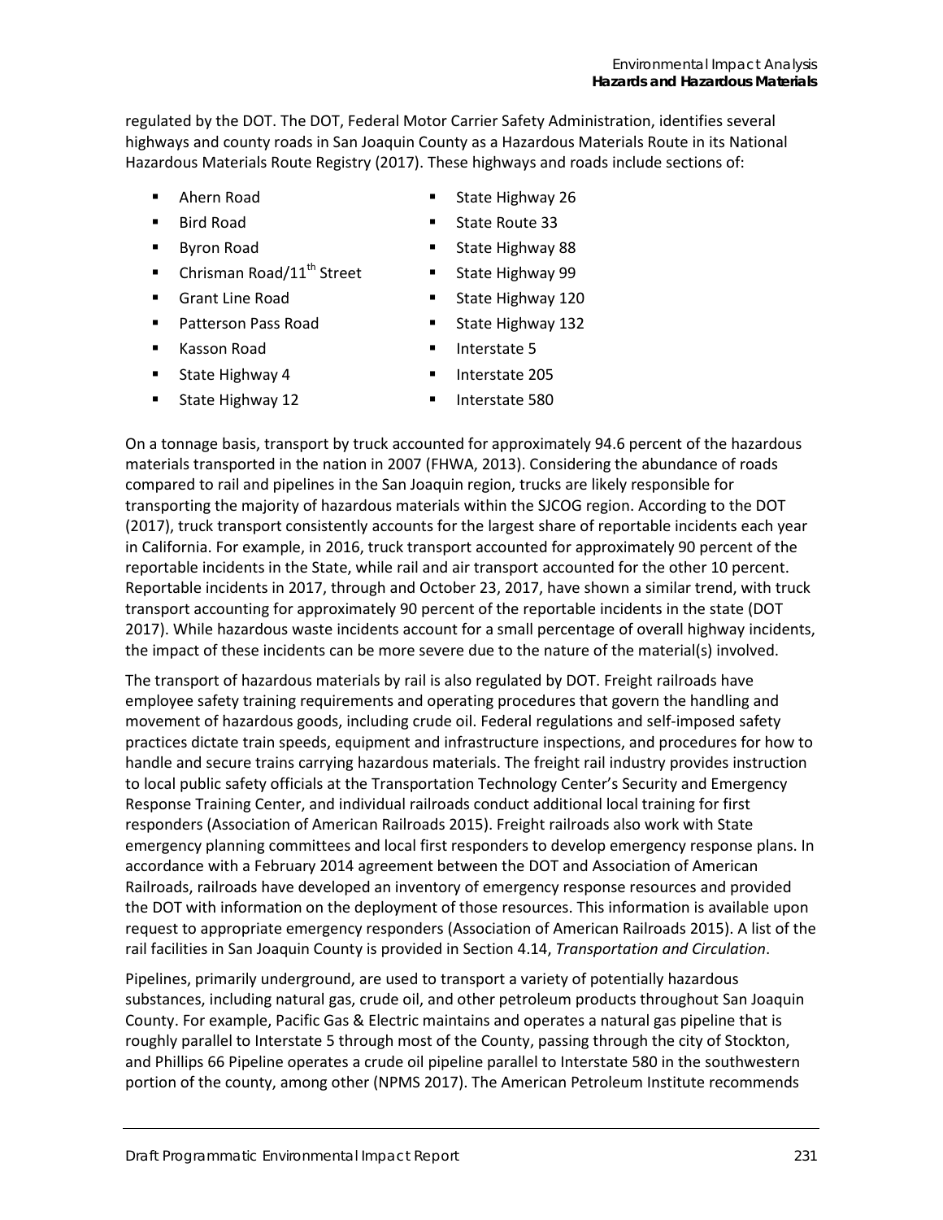regulated by the DOT. The DOT, Federal Motor Carrier Safety Administration, identifies several highways and county roads in San Joaquin County as a Hazardous Materials Route in its National Hazardous Materials Route Registry (2017). These highways and roads include sections of:

- Ahern Road
- Bird Road
- Byron Road
- Chrisman Road/11th Street
- Grant Line Road
- Patterson Pass Road
- Kasson Road
- State Highway 4
- State Highway 12
- State Highway 26
- State Route 33
- State Highway 88
- State Highway 99
- State Highway 120
- State Highway 132
- Interstate 5
- Interstate 205
- Interstate 580

On a tonnage basis, transport by truck accounted for approximately 94.6 percent of the hazardous materials transported in the nation in 2007 (FHWA, 2013). Considering the abundance of roads compared to rail and pipelines in the San Joaquin region, trucks are likely responsible for transporting the majority of hazardous materials within the SJCOG region. According to the DOT (2017), truck transport consistently accounts for the largest share of reportable incidents each year in California. For example, in 2016, truck transport accounted for approximately 90 percent of the reportable incidents in the State, while rail and air transport accounted for the other 10 percent. Reportable incidents in 2017, through and October 23, 2017, have shown a similar trend, with truck transport accounting for approximately 90 percent of the reportable incidents in the state (DOT 2017). While hazardous waste incidents account for a small percentage of overall highway incidents, the impact of these incidents can be more severe due to the nature of the material(s) involved.

The transport of hazardous materials by rail is also regulated by DOT. Freight railroads have employee safety training requirements and operating procedures that govern the handling and movement of hazardous goods, including crude oil. Federal regulations and self-imposed safety practices dictate train speeds, equipment and infrastructure inspections, and procedures for how to handle and secure trains carrying hazardous materials. The freight rail industry provides instruction to local public safety officials at the Transportation Technology Center's Security and Emergency Response Training Center, and individual railroads conduct additional local training for first responders (Association of American Railroads 2015). Freight railroads also work with State emergency planning committees and local first responders to develop emergency response plans. In accordance with a February 2014 agreement between the DOT and Association of American Railroads, railroads have developed an inventory of emergency response resources and provided the DOT with information on the deployment of those resources. This information is available upon request to appropriate emergency responders (Association of American Railroads 2015). A list of the rail facilities in San Joaquin County is provided in Section 4.14, *Transportation and Circulation*.

Pipelines, primarily underground, are used to transport a variety of potentially hazardous substances, including natural gas, crude oil, and other petroleum products throughout San Joaquin County. For example, Pacific Gas & Electric maintains and operates a natural gas pipeline that is roughly parallel to Interstate 5 through most of the County, passing through the city of Stockton, and Phillips 66 Pipeline operates a crude oil pipeline parallel to Interstate 580 in the southwestern portion of the county, among other (NPMS 2017). The American Petroleum Institute recommends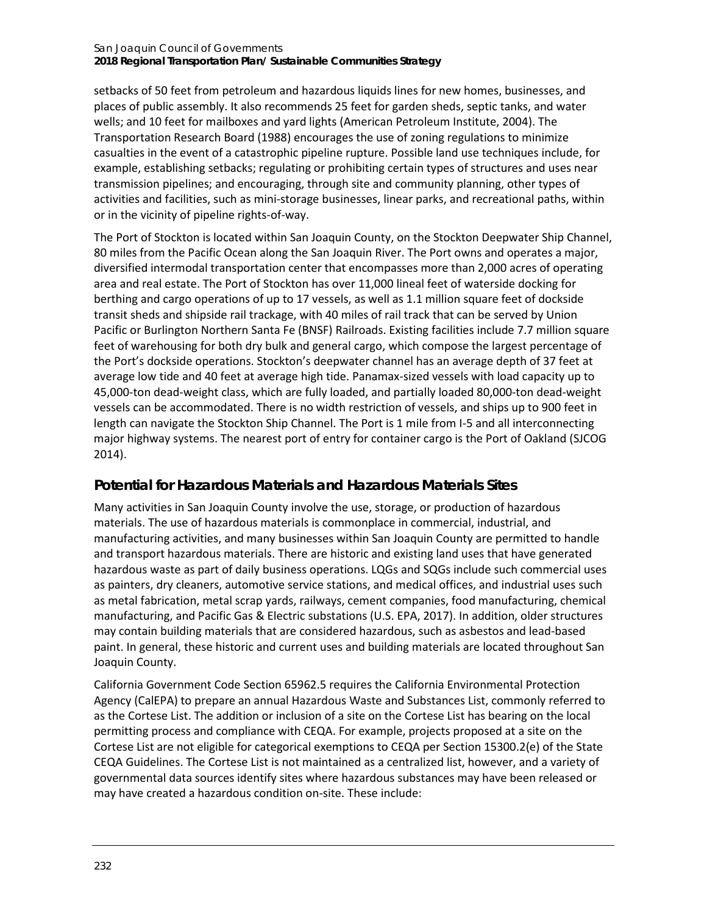setbacks of 50 feet from petroleum and hazardous liquids lines for new homes, businesses, and places of public assembly. It also recommends 25 feet for garden sheds, septic tanks, and water wells; and 10 feet for mailboxes and yard lights (American Petroleum Institute, 2004). The Transportation Research Board (1988) encourages the use of zoning regulations to minimize casualties in the event of a catastrophic pipeline rupture. Possible land use techniques include, for example, establishing setbacks; regulating or prohibiting certain types of structures and uses near transmission pipelines; and encouraging, through site and community planning, other types of activities and facilities, such as mini-storage businesses, linear parks, and recreational paths, within or in the vicinity of pipeline rights-of-way.

The Port of Stockton is located within San Joaquin County, on the Stockton Deepwater Ship Channel, 80 miles from the Pacific Ocean along the San Joaquin River. The Port owns and operates a major, diversified intermodal transportation center that encompasses more than 2,000 acres of operating area and real estate. The Port of Stockton has over 11,000 lineal feet of waterside docking for berthing and cargo operations of up to 17 vessels, as well as 1.1 million square feet of dockside transit sheds and shipside rail trackage, with 40 miles of rail track that can be served by Union Pacific or Burlington Northern Santa Fe (BNSF) Railroads. Existing facilities include 7.7 million square feet of warehousing for both dry bulk and general cargo, which compose the largest percentage of the Port's dockside operations. Stockton's deepwater channel has an average depth of 37 feet at average low tide and 40 feet at average high tide. Panamax-sized vessels with load capacity up to 45,000-ton dead-weight class, which are fully loaded, and partially loaded 80,000-ton dead-weight vessels can be accommodated. There is no width restriction of vessels, and ships up to 900 feet in length can navigate the Stockton Ship Channel. The Port is 1 mile from I-5 and all interconnecting major highway systems. The nearest port of entry for container cargo is the Port of Oakland (SJCOG 2014).

## Potential for Hazardous Materials and Hazardous Materials Sites

Many activities in San Joaquin County involve the use, storage, or production of hazardous materials. The use of hazardous materials is commonplace in commercial, industrial, and manufacturing activities, and many businesses within San Joaquin County are permitted to handle and transport hazardous materials. There are historic and existing land uses that have generated hazardous waste as part of daily business operations. LQGs and SQGs include such commercial uses as painters, dry cleaners, automotive service stations, and medical offices, and industrial uses such as metal fabrication, metal scrap yards, railways, cement companies, food manufacturing, chemical manufacturing, and Pacific Gas & Electric substations (U.S. EPA, 2017). In addition, older structures may contain building materials that are considered hazardous, such as asbestos and lead-based paint. In general, these historic and current uses and building materials are located throughout San Joaquin County.

California Government Code Section 65962.5 requires the California Environmental Protection Agency (CalEPA) to prepare an annual Hazardous Waste and Substances List, commonly referred to as the Cortese List. The addition or inclusion of a site on the Cortese List has bearing on the local permitting process and compliance with CEQA. For example, projects proposed at a site on the Cortese List are not eligible for categorical exemptions to CEQA per Section 15300.2(e) of the State CEQA Guidelines. The Cortese List is not maintained as a centralized list, however, and a variety of governmental data sources identify sites where hazardous substances may have been released or may have created a hazardous condition on-site. These include: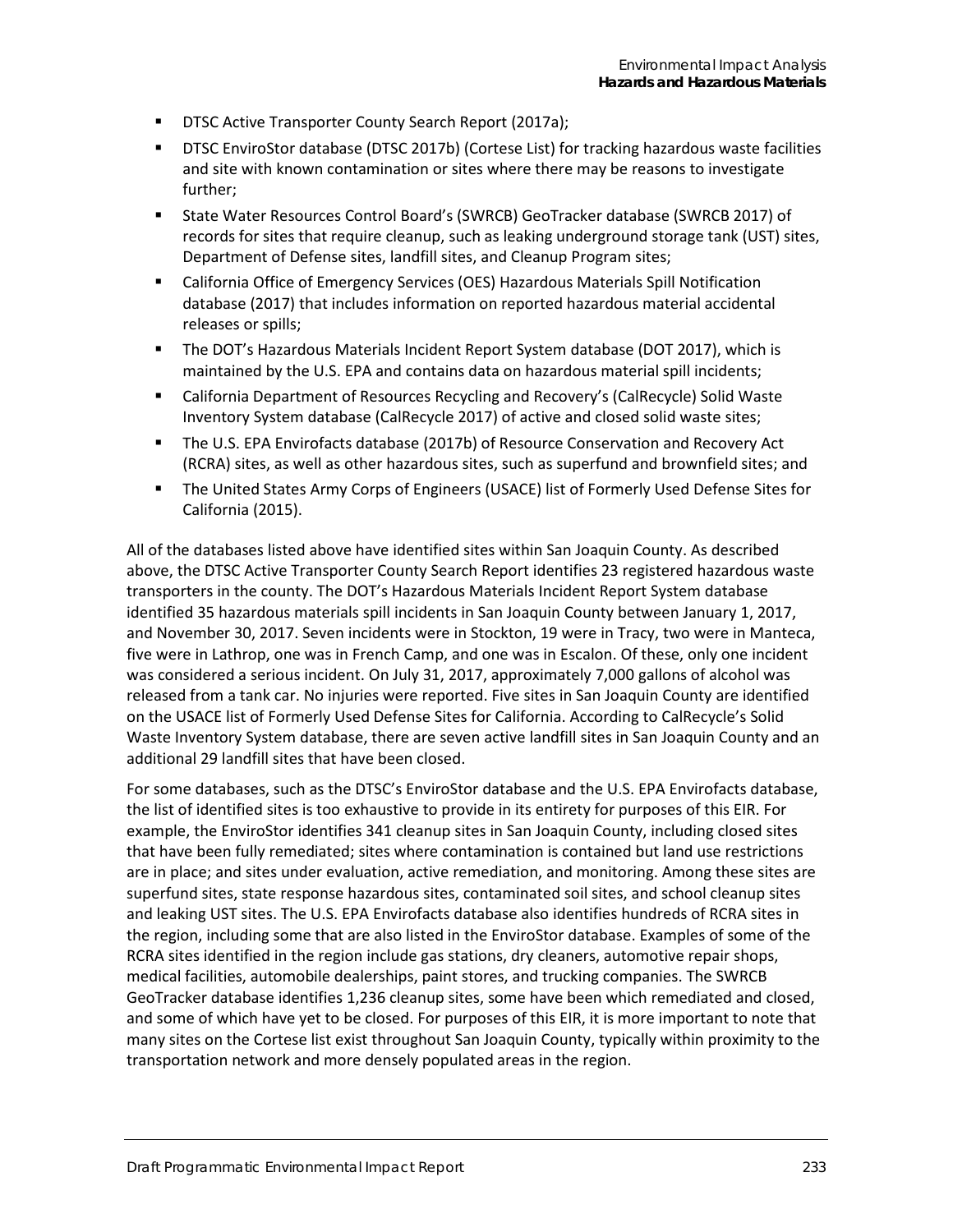- DTSC Active Transporter County Search Report (2017a);
- DTSC EnviroStor database (DTSC 2017b) (Cortese List) for tracking hazardous waste facilities and site with known contamination or sites where there may be reasons to investigate further;
- State Water Resources Control Board's (SWRCB) GeoTracker database (SWRCB 2017) of records for sites that require cleanup, such as leaking underground storage tank (UST) sites, Department of Defense sites, landfill sites, and Cleanup Program sites;
- California Office of Emergency Services (OES) Hazardous Materials Spill Notification database (2017) that includes information on reported hazardous material accidental releases or spills;
- The DOT's Hazardous Materials Incident Report System database (DOT 2017), which is maintained by the U.S. EPA and contains data on hazardous material spill incidents;
- California Department of Resources Recycling and Recovery's (CalRecycle) Solid Waste Inventory System database (CalRecycle 2017) of active and closed solid waste sites;
- The U.S. EPA Envirofacts database (2017b) of Resource Conservation and Recovery Act (RCRA) sites, as well as other hazardous sites, such as superfund and brownfield sites; and
- The United States Army Corps of Engineers (USACE) list of Formerly Used Defense Sites for California (2015).

All of the databases listed above have identified sites within San Joaquin County. As described above, the DTSC Active Transporter County Search Report identifies 23 registered hazardous waste transporters in the county. The DOT's Hazardous Materials Incident Report System database identified 35 hazardous materials spill incidents in San Joaquin County between January 1, 2017, and November 30, 2017. Seven incidents were in Stockton, 19 were in Tracy, two were in Manteca, five were in Lathrop, one was in French Camp, and one was in Escalon. Of these, only one incident was considered a serious incident. On July 31, 2017, approximately 7,000 gallons of alcohol was released from a tank car. No injuries were reported. Five sites in San Joaquin County are identified on the USACE list of Formerly Used Defense Sites for California. According to CalRecycle's Solid Waste Inventory System database, there are seven active landfill sites in San Joaquin County and an additional 29 landfill sites that have been closed.

For some databases, such as the DTSC's EnviroStor database and the U.S. EPA Envirofacts database, the list of identified sites is too exhaustive to provide in its entirety for purposes of this EIR. For example, the EnviroStor identifies 341 cleanup sites in San Joaquin County, including closed sites that have been fully remediated; sites where contamination is contained but land use restrictions are in place; and sites under evaluation, active remediation, and monitoring. Among these sites are superfund sites, state response hazardous sites, contaminated soil sites, and school cleanup sites and leaking UST sites. The U.S. EPA Envirofacts database also identifies hundreds of RCRA sites in the region, including some that are also listed in the EnviroStor database. Examples of some of the RCRA sites identified in the region include gas stations, dry cleaners, automotive repair shops, medical facilities, automobile dealerships, paint stores, and trucking companies. The SWRCB GeoTracker database identifies 1,236 cleanup sites, some have been which remediated and closed, and some of which have yet to be closed. For purposes of this EIR, it is more important to note that many sites on the Cortese list exist throughout San Joaquin County, typically within proximity to the transportation network and more densely populated areas in the region.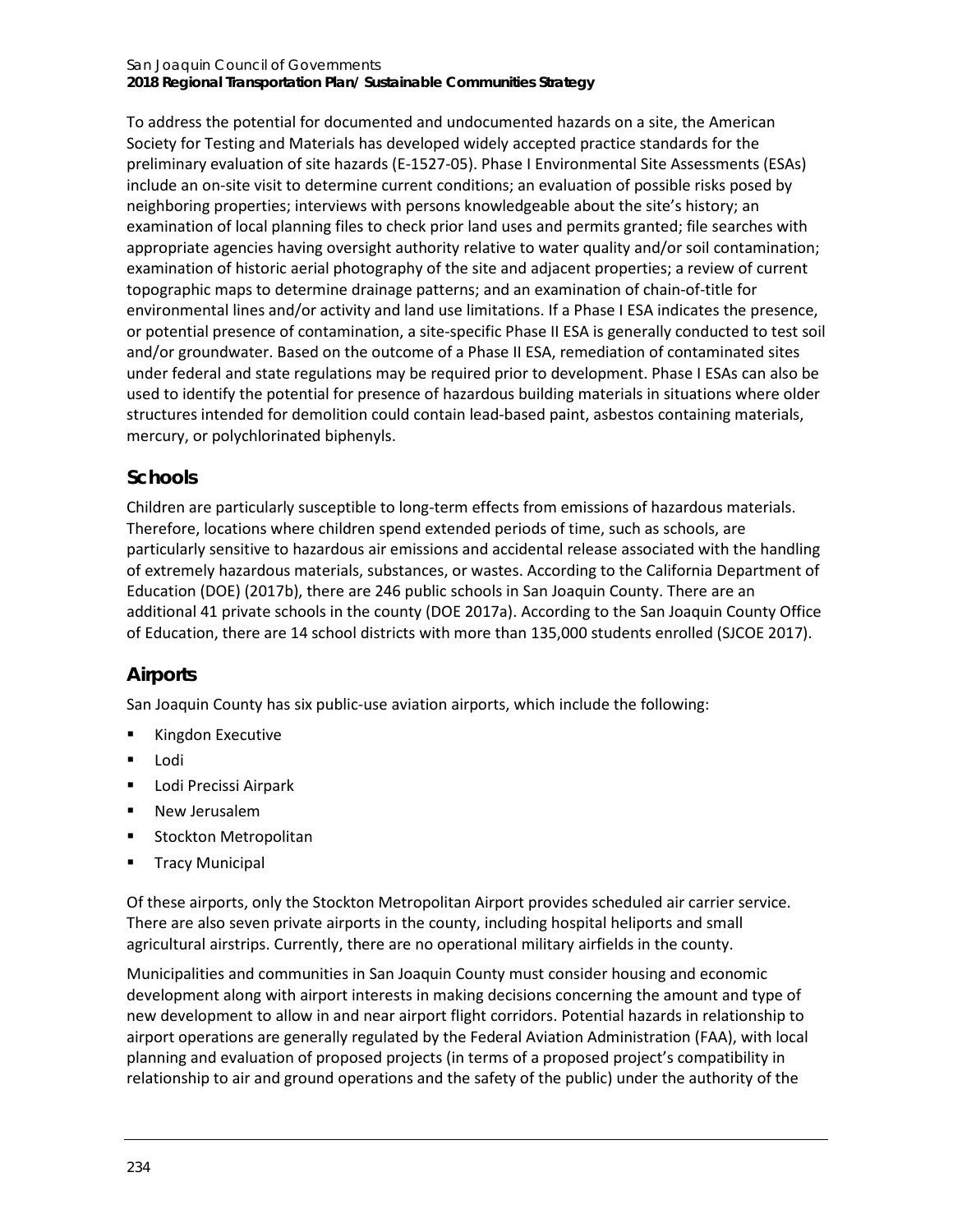To address the potential for documented and undocumented hazards on a site, the American Society for Testing and Materials has developed widely accepted practice standards for the preliminary evaluation of site hazards (E-1527-05). Phase I Environmental Site Assessments (ESAs) include an on-site visit to determine current conditions; an evaluation of possible risks posed by neighboring properties; interviews with persons knowledgeable about the site's history; an examination of local planning files to check prior land uses and permits granted; file searches with appropriate agencies having oversight authority relative to water quality and/or soil contamination; examination of historic aerial photography of the site and adjacent properties; a review of current topographic maps to determine drainage patterns; and an examination of chain-of-title for environmental lines and/or activity and land use limitations. If a Phase I ESA indicates the presence, or potential presence of contamination, a site-specific Phase II ESA is generally conducted to test soil and/or groundwater. Based on the outcome of a Phase II ESA, remediation of contaminated sites under federal and state regulations may be required prior to development. Phase I ESAs can also be used to identify the potential for presence of hazardous building materials in situations where older structures intended for demolition could contain lead-based paint, asbestos containing materials, mercury, or polychlorinated biphenyls.

## Schools

Children are particularly susceptible to long-term effects from emissions of hazardous materials. Therefore, locations where children spend extended periods of time, such as schools, are particularly sensitive to hazardous air emissions and accidental release associated with the handling of extremely hazardous materials, substances, or wastes. According to the California Department of Education (DOE) (2017b), there are 246 public schools in San Joaquin County. There are an additional 41 private schools in the county (DOE 2017a). According to the San Joaquin County Office of Education, there are 14 school districts with more than 135,000 students enrolled (SJCOE 2017).

## Airports

San Joaquin County has six public-use aviation airports, which include the following:

- Kingdon Executive
- Lodi
- Lodi Precissi Airpark
- New Jerusalem
- Stockton Metropolitan
- Tracy Municipal

Of these airports, only the Stockton Metropolitan Airport provides scheduled air carrier service. There are also seven private airports in the county, including hospital heliports and small agricultural airstrips. Currently, there are no operational military airfields in the county.

Municipalities and communities in San Joaquin County must consider housing and economic development along with airport interests in making decisions concerning the amount and type of new development to allow in and near airport flight corridors. Potential hazards in relationship to airport operations are generally regulated by the Federal Aviation Administration (FAA), with local planning and evaluation of proposed projects (in terms of a proposed project's compatibility in relationship to air and ground operations and the safety of the public) under the authority of the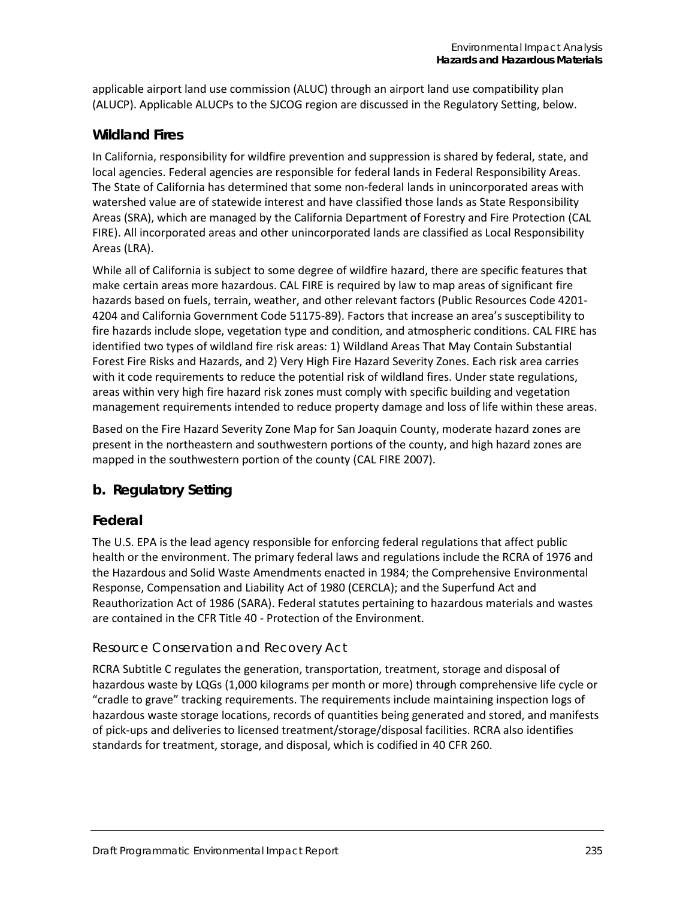applicable airport land use commission (ALUC) through an airport land use compatibility plan (ALUCP). Applicable ALUCPs to the SJCOG region are discussed in the Regulatory Setting, below.

### Wildland Fires

In California, responsibility for wildfire prevention and suppression is shared by federal, state, and local agencies. Federal agencies are responsible for federal lands in Federal Responsibility Areas. The State of California has determined that some non-federal lands in unincorporated areas with watershed value are of statewide interest and have classified those lands as State Responsibility Areas (SRA), which are managed by the California Department of Forestry and Fire Protection (CAL FIRE). All incorporated areas and other unincorporated lands are classified as Local Responsibility Areas (LRA).

While all of California is subject to some degree of wildfire hazard, there are specific features that make certain areas more hazardous. CAL FIRE is required by law to map areas of significant fire hazards based on fuels, terrain, weather, and other relevant factors (Public Resources Code 4201-4204 and California Government Code 51175-89). Factors that increase an area's susceptibility to fire hazards include slope, vegetation type and condition, and atmospheric conditions. CAL FIRE has identified two types of wildland fire risk areas: 1) Wildland Areas That May Contain Substantial Forest Fire Risks and Hazards, and 2) Very High Fire Hazard Severity Zones. Each risk area carries with it code requirements to reduce the potential risk of wildland fires. Under state regulations, areas within very high fire hazard risk zones must comply with specific building and vegetation management requirements intended to reduce property damage and loss of life within these areas.

Based on the Fire Hazard Severity Zone Map for San Joaquin County, moderate hazard zones are present in the northeastern and southwestern portions of the county, and high hazard zones are mapped in the southwestern portion of the county (CAL FIRE 2007).

## b. Regulatory Setting

### Federal

The U.S. EPA is the lead agency responsible for enforcing federal regulations that affect public health or the environment. The primary federal laws and regulations include the RCRA of 1976 and the Hazardous and Solid Waste Amendments enacted in 1984; the Comprehensive Environmental Response, Compensation and Liability Act of 1980 (CERCLA); and the Superfund Act and Reauthorization Act of 1986 (SARA). Federal statutes pertaining to hazardous materials and wastes are contained in the CFR Title 40 - Protection of the Environment.

#### Resource Conservation and Recovery Act

RCRA Subtitle C regulates the generation, transportation, treatment, storage and disposal of hazardous waste by LQGs (1,000 kilograms per month or more) through comprehensive life cycle or "cradle to grave" tracking requirements. The requirements include maintaining inspection logs of hazardous waste storage locations, records of quantities being generated and stored, and manifests of pick-ups and deliveries to licensed treatment/storage/disposal facilities. RCRA also identifies standards for treatment, storage, and disposal, which is codified in 40 CFR 260.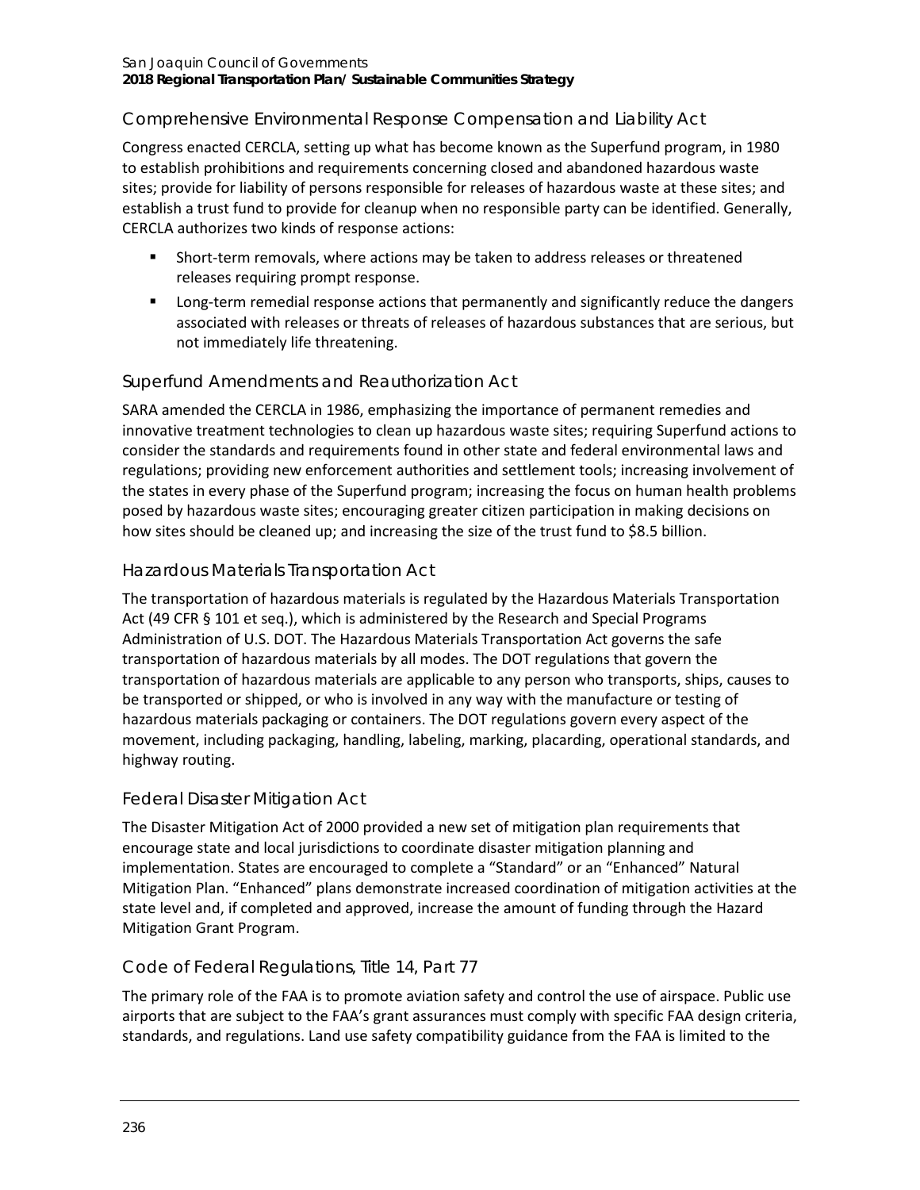### Comprehensive Environmental Response Compensation and Liability Act

Congress enacted CERCLA, setting up what has become known as the Superfund program, in 1980 to establish prohibitions and requirements concerning closed and abandoned hazardous waste sites; provide for liability of persons responsible for releases of hazardous waste at these sites; and establish a trust fund to provide for cleanup when no responsible party can be identified. Generally, CERCLA authorizes two kinds of response actions:

- Short-term removals, where actions may be taken to address releases or threatened releases requiring prompt response.
- Long-term remedial response actions that permanently and significantly reduce the dangers associated with releases or threats of releases of hazardous substances that are serious, but not immediately life threatening.

### Superfund Amendments and Reauthorization Act

SARA amended the CERCLA in 1986, emphasizing the importance of permanent remedies and innovative treatment technologies to clean up hazardous waste sites; requiring Superfund actions to consider the standards and requirements found in other state and federal environmental laws and regulations; providing new enforcement authorities and settlement tools; increasing involvement of the states in every phase of the Superfund program; increasing the focus on human health problems posed by hazardous waste sites; encouraging greater citizen participation in making decisions on how sites should be cleaned up; and increasing the size of the trust fund to $8.5 billion.

### Hazardous Materials Transportation Act

The transportation of hazardous materials is regulated by the Hazardous Materials Transportation Act (49 CFR § 101 et seq.), which is administered by the Research and Special Programs Administration of U.S. DOT. The Hazardous Materials Transportation Act governs the safe transportation of hazardous materials by all modes. The DOT regulations that govern the transportation of hazardous materials are applicable to any person who transports, ships, causes to be transported or shipped, or who is involved in any way with the manufacture or testing of hazardous materials packaging or containers. The DOT regulations govern every aspect of the movement, including packaging, handling, labeling, marking, placarding, operational standards, and highway routing.

### Federal Disaster Mitigation Act

The Disaster Mitigation Act of 2000 provided a new set of mitigation plan requirements that encourage state and local jurisdictions to coordinate disaster mitigation planning and implementation. States are encouraged to complete a "Standard" or an "Enhanced" Natural Mitigation Plan. "Enhanced" plans demonstrate increased coordination of mitigation activities at the state level and, if completed and approved, increase the amount of funding through the Hazard Mitigation Grant Program.

### Code of Federal Regulations, Title 14, Part 77

The primary role of the FAA is to promote aviation safety and control the use of airspace. Public use airports that are subject to the FAA's grant assurances must comply with specific FAA design criteria, standards, and regulations. Land use safety compatibility guidance from the FAA is limited to the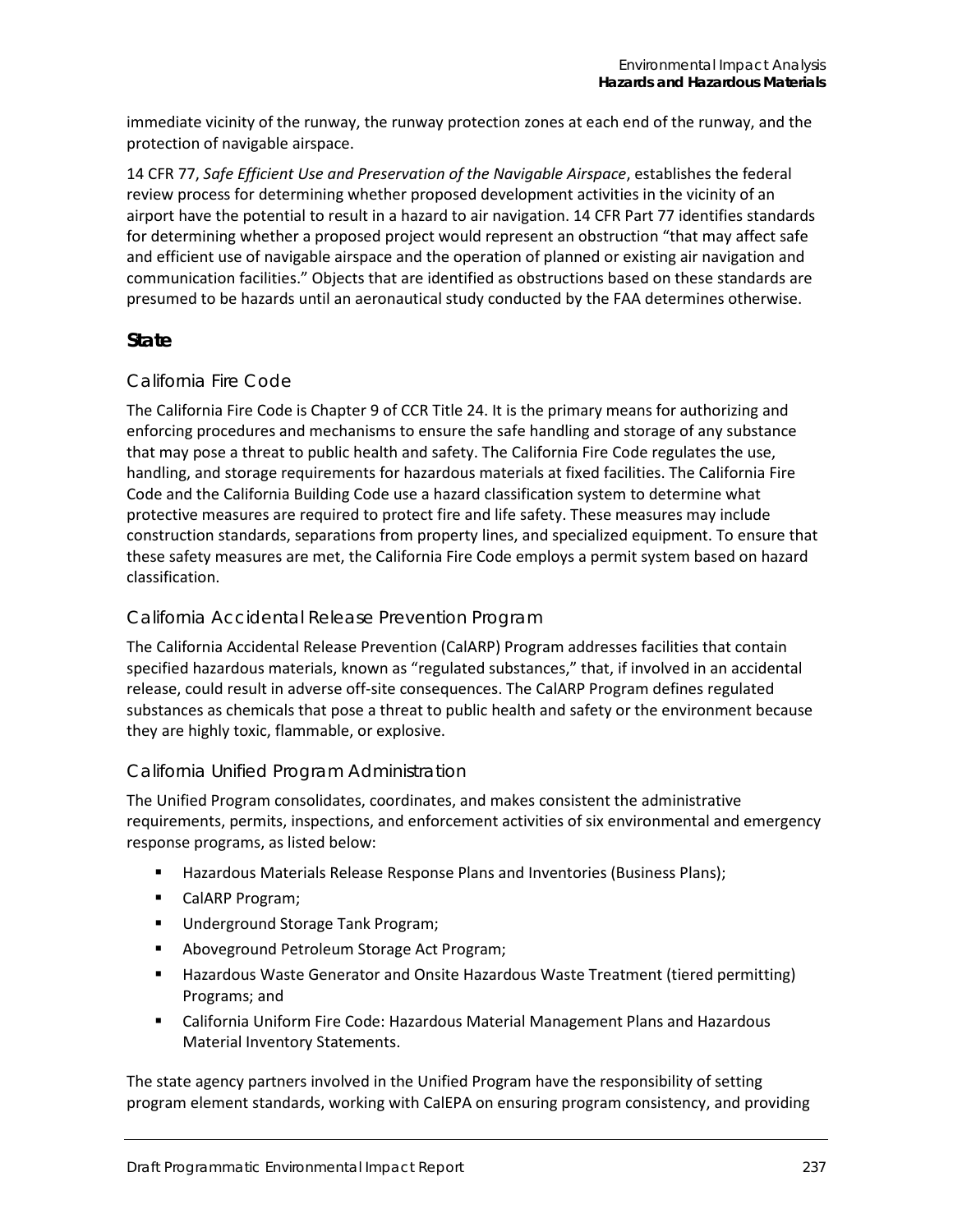immediate vicinity of the runway, the runway protection zones at each end of the runway, and the protection of navigable airspace.

14 CFR 77, *Safe Efficient Use and Preservation of the Navigable Airspace*, establishes the federal review process for determining whether proposed development activities in the vicinity of an airport have the potential to result in a hazard to air navigation. 14 CFR Part 77 identifies standards for determining whether a proposed project would represent an obstruction "that may affect safe and efficient use of navigable airspace and the operation of planned or existing air navigation and communication facilities." Objects that are identified as obstructions based on these standards are presumed to be hazards until an aeronautical study conducted by the FAA determines otherwise.

## State

### California Fire Code

The California Fire Code is Chapter 9 of CCR Title 24. It is the primary means for authorizing and enforcing procedures and mechanisms to ensure the safe handling and storage of any substance that may pose a threat to public health and safety. The California Fire Code regulates the use, handling, and storage requirements for hazardous materials at fixed facilities. The California Fire Code and the California Building Code use a hazard classification system to determine what protective measures are required to protect fire and life safety. These measures may include construction standards, separations from property lines, and specialized equipment. To ensure that these safety measures are met, the California Fire Code employs a permit system based on hazard classification.

### California Accidental Release Prevention Program

The California Accidental Release Prevention (CalARP) Program addresses facilities that contain specified hazardous materials, known as "regulated substances," that, if involved in an accidental release, could result in adverse off-site consequences. The CalARP Program defines regulated substances as chemicals that pose a threat to public health and safety or the environment because they are highly toxic, flammable, or explosive.

### California Unified Program Administration

The Unified Program consolidates, coordinates, and makes consistent the administrative requirements, permits, inspections, and enforcement activities of six environmental and emergency response programs, as listed below:

- Hazardous Materials Release Response Plans and Inventories (Business Plans);
- CalARP Program;
- Underground Storage Tank Program;
- Aboveground Petroleum Storage Act Program;
- Hazardous Waste Generator and Onsite Hazardous Waste Treatment (tiered permitting) Programs; and
- California Uniform Fire Code: Hazardous Material Management Plans and Hazardous Material Inventory Statements.

The state agency partners involved in the Unified Program have the responsibility of setting program element standards, working with CalEPA on ensuring program consistency, and providing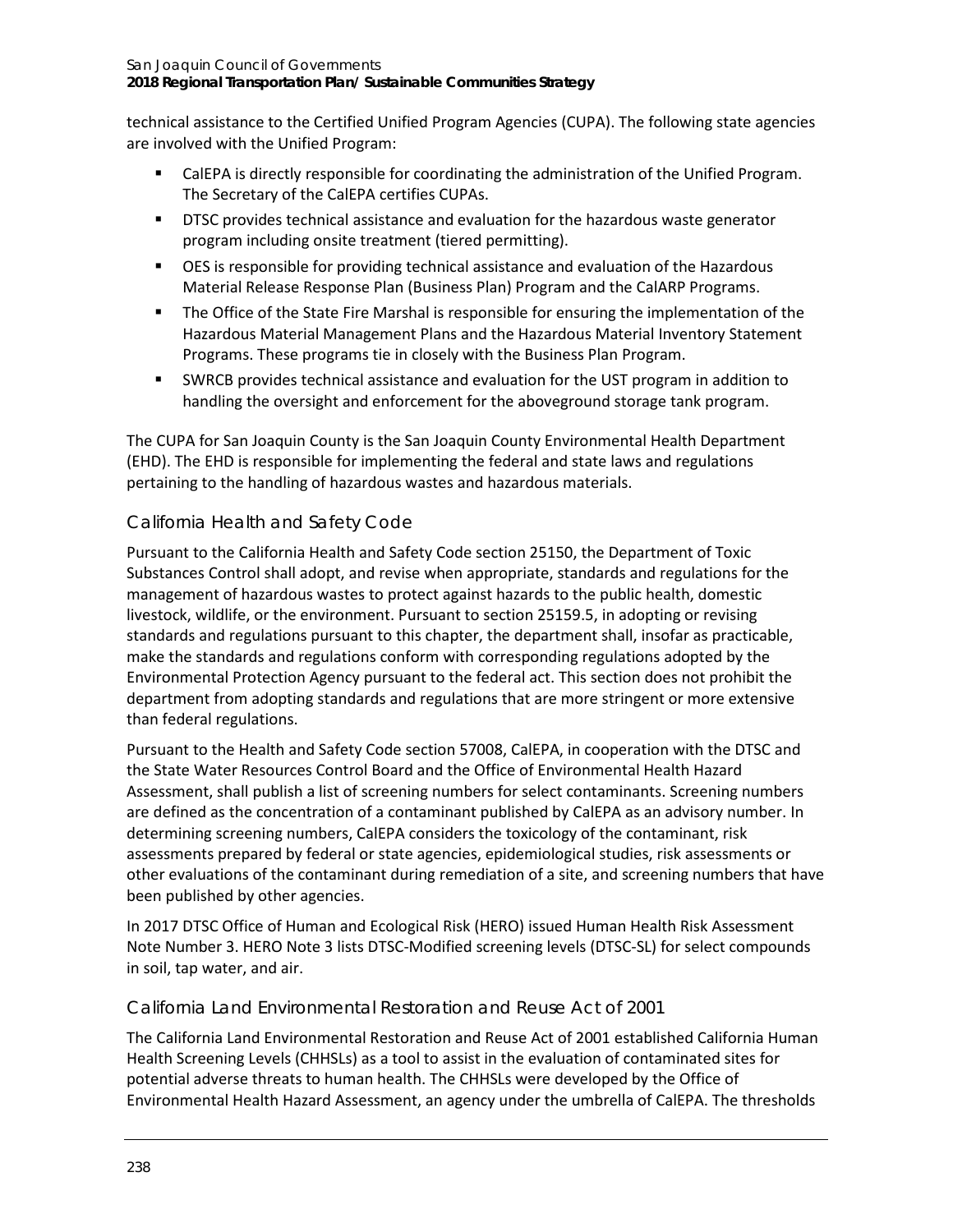technical assistance to the Certified Unified Program Agencies (CUPA). The following state agencies are involved with the Unified Program:

- CalEPA is directly responsible for coordinating the administration of the Unified Program. The Secretary of the CalEPA certifies CUPAs.
- DTSC provides technical assistance and evaluation for the hazardous waste generator program including onsite treatment (tiered permitting).
- OES is responsible for providing technical assistance and evaluation of the Hazardous Material Release Response Plan (Business Plan) Program and the CalARP Programs.
- The Office of the State Fire Marshal is responsible for ensuring the implementation of the Hazardous Material Management Plans and the Hazardous Material Inventory Statement Programs. These programs tie in closely with the Business Plan Program.
- SWRCB provides technical assistance and evaluation for the UST program in addition to handling the oversight and enforcement for the aboveground storage tank program.

The CUPA for San Joaquin County is the San Joaquin County Environmental Health Department (EHD). The EHD is responsible for implementing the federal and state laws and regulations pertaining to the handling of hazardous wastes and hazardous materials.

### California Health and Safety Code

Pursuant to the California Health and Safety Code section 25150, the Department of Toxic Substances Control shall adopt, and revise when appropriate, standards and regulations for the management of hazardous wastes to protect against hazards to the public health, domestic livestock, wildlife, or the environment. Pursuant to section 25159.5, in adopting or revising standards and regulations pursuant to this chapter, the department shall, insofar as practicable, make the standards and regulations conform with corresponding regulations adopted by the Environmental Protection Agency pursuant to the federal act. This section does not prohibit the department from adopting standards and regulations that are more stringent or more extensive than federal regulations.

Pursuant to the Health and Safety Code section 57008, CalEPA, in cooperation with the DTSC and the State Water Resources Control Board and the Office of Environmental Health Hazard Assessment, shall publish a list of screening numbers for select contaminants. Screening numbers are defined as the concentration of a contaminant published by CalEPA as an advisory number. In determining screening numbers, CalEPA considers the toxicology of the contaminant, risk assessments prepared by federal or state agencies, epidemiological studies, risk assessments or other evaluations of the contaminant during remediation of a site, and screening numbers that have been published by other agencies.

In 2017 DTSC Office of Human and Ecological Risk (HERO) issued Human Health Risk Assessment Note Number 3. HERO Note 3 lists DTSC-Modified screening levels (DTSC-SL) for select compounds in soil, tap water, and air.

### California Land Environmental Restoration and Reuse Act of 2001

The California Land Environmental Restoration and Reuse Act of 2001 established California Human Health Screening Levels (CHHSLs) as a tool to assist in the evaluation of contaminated sites for potential adverse threats to human health. The CHHSLs were developed by the Office of Environmental Health Hazard Assessment, an agency under the umbrella of CalEPA. The thresholds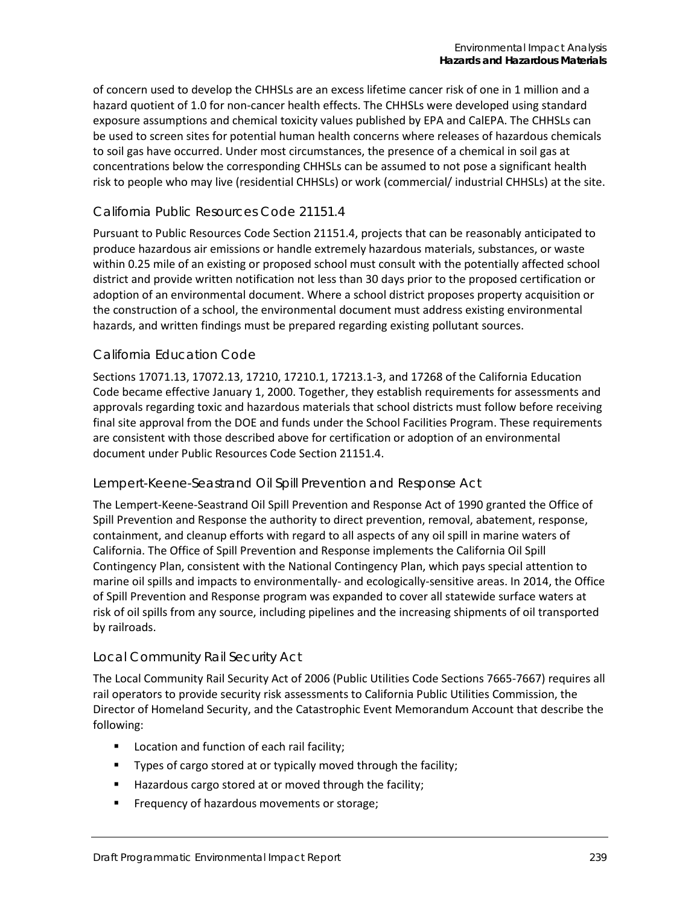of concern used to develop the CHHSLs are an excess lifetime cancer risk of one in 1 million and a hazard quotient of 1.0 for non-cancer health effects. The CHHSLs were developed using standard exposure assumptions and chemical toxicity values published by EPA and CalEPA. The CHHSLs can be used to screen sites for potential human health concerns where releases of hazardous chemicals to soil gas have occurred. Under most circumstances, the presence of a chemical in soil gas at concentrations below the corresponding CHHSLs can be assumed to not pose a significant health risk to people who may live (residential CHHSLs) or work (commercial/ industrial CHHSLs) at the site.

### California Public Resources Code 21151.4

Pursuant to Public Resources Code Section 21151.4, projects that can be reasonably anticipated to produce hazardous air emissions or handle extremely hazardous materials, substances, or waste within 0.25 mile of an existing or proposed school must consult with the potentially affected school district and provide written notification not less than 30 days prior to the proposed certification or adoption of an environmental document. Where a school district proposes property acquisition or the construction of a school, the environmental document must address existing environmental hazards, and written findings must be prepared regarding existing pollutant sources.

### California Education Code

Sections 17071.13, 17072.13, 17210, 17210.1, 17213.1-3, and 17268 of the California Education Code became effective January 1, 2000. Together, they establish requirements for assessments and approvals regarding toxic and hazardous materials that school districts must follow before receiving final site approval from the DOE and funds under the School Facilities Program. These requirements are consistent with those described above for certification or adoption of an environmental document under Public Resources Code Section 21151.4.

### Lempert-Keene-Seastrand Oil Spill Prevention and Response Act

The Lempert-Keene-Seastrand Oil Spill Prevention and Response Act of 1990 granted the Office of Spill Prevention and Response the authority to direct prevention, removal, abatement, response, containment, and cleanup efforts with regard to all aspects of any oil spill in marine waters of California. The Office of Spill Prevention and Response implements the California Oil Spill Contingency Plan, consistent with the National Contingency Plan, which pays special attention to marine oil spills and impacts to environmentally- and ecologically-sensitive areas. In 2014, the Office of Spill Prevention and Response program was expanded to cover all statewide surface waters at risk of oil spills from any source, including pipelines and the increasing shipments of oil transported by railroads.

### Local Community Rail Security Act

The Local Community Rail Security Act of 2006 (Public Utilities Code Sections 7665-7667) requires all rail operators to provide security risk assessments to California Public Utilities Commission, the Director of Homeland Security, and the Catastrophic Event Memorandum Account that describe the following:

- Location and function of each rail facility;
- Types of cargo stored at or typically moved through the facility;
- Hazardous cargo stored at or moved through the facility;
- Frequency of hazardous movements or storage;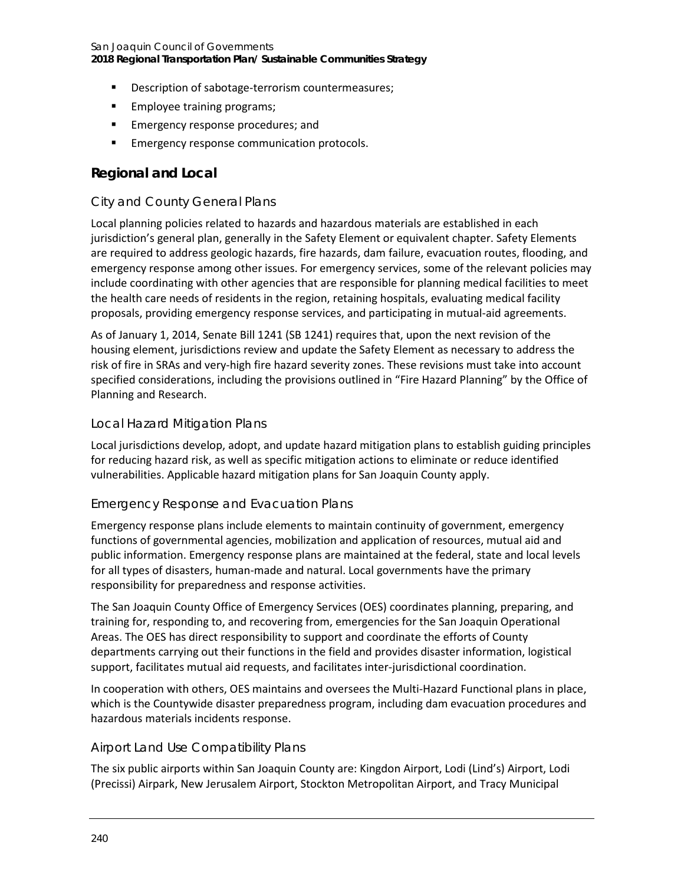- Description of sabotage-terrorism countermeasures;
- Employee training programs;
- Emergency response procedures; and
- Emergency response communication protocols.

## Regional and Local

### City and County General Plans

Local planning policies related to hazards and hazardous materials are established in each jurisdiction's general plan, generally in the Safety Element or equivalent chapter. Safety Elements are required to address geologic hazards, fire hazards, dam failure, evacuation routes, flooding, and emergency response among other issues. For emergency services, some of the relevant policies may include coordinating with other agencies that are responsible for planning medical facilities to meet the health care needs of residents in the region, retaining hospitals, evaluating medical facility proposals, providing emergency response services, and participating in mutual-aid agreements.

As of January 1, 2014, Senate Bill 1241 (SB 1241) requires that, upon the next revision of the housing element, jurisdictions review and update the Safety Element as necessary to address the risk of fire in SRAs and very-high fire hazard severity zones. These revisions must take into account specified considerations, including the provisions outlined in "Fire Hazard Planning" by the Office of Planning and Research.

### Local Hazard Mitigation Plans

Local jurisdictions develop, adopt, and update hazard mitigation plans to establish guiding principles for reducing hazard risk, as well as specific mitigation actions to eliminate or reduce identified vulnerabilities. Applicable hazard mitigation plans for San Joaquin County apply.

### Emergency Response and Evacuation Plans

Emergency response plans include elements to maintain continuity of government, emergency functions of governmental agencies, mobilization and application of resources, mutual aid and public information. Emergency response plans are maintained at the federal, state and local levels for all types of disasters, human-made and natural. Local governments have the primary responsibility for preparedness and response activities.

The San Joaquin County Office of Emergency Services (OES) coordinates planning, preparing, and training for, responding to, and recovering from, emergencies for the San Joaquin Operational Areas. The OES has direct responsibility to support and coordinate the efforts of County departments carrying out their functions in the field and provides disaster information, logistical support, facilitates mutual aid requests, and facilitates inter-jurisdictional coordination.

In cooperation with others, OES maintains and oversees the Multi-Hazard Functional plans in place, which is the Countywide disaster preparedness program, including dam evacuation procedures and hazardous materials incidents response.

### Airport Land Use Compatibility Plans

The six public airports within San Joaquin County are: Kingdon Airport, Lodi (Lind's) Airport, Lodi (Precissi) Airpark, New Jerusalem Airport, Stockton Metropolitan Airport, and Tracy Municipal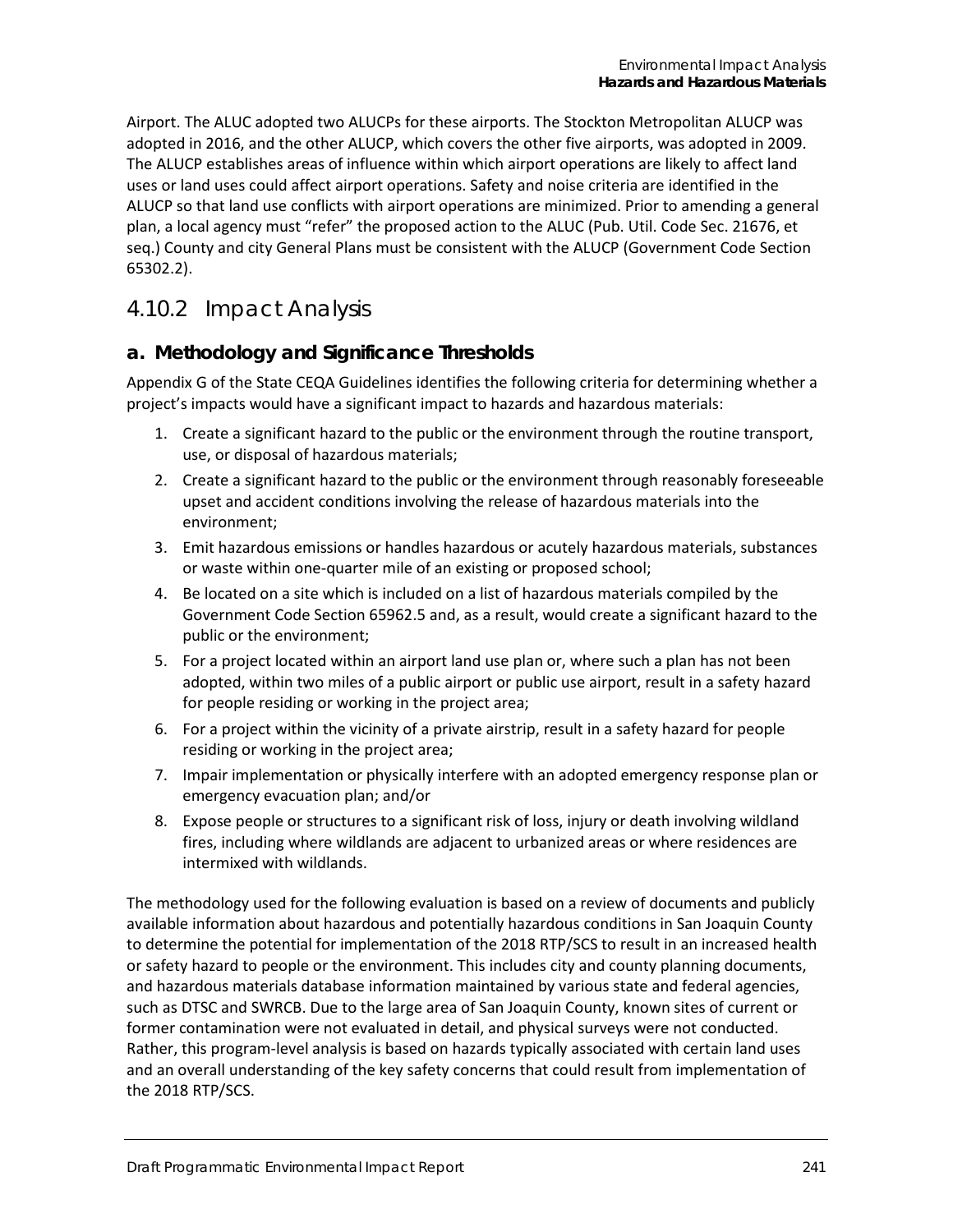Airport. The ALUC adopted two ALUCPs for these airports. The Stockton Metropolitan ALUCP was adopted in 2016, and the other ALUCP, which covers the other five airports, was adopted in 2009. The ALUCP establishes areas of influence within which airport operations are likely to affect land uses or land uses could affect airport operations. Safety and noise criteria are identified in the ALUCP so that land use conflicts with airport operations are minimized. Prior to amending a general plan, a local agency must "refer" the proposed action to the ALUC (Pub. Util. Code Sec. 21676, et seq.) County and city General Plans must be consistent with the ALUCP (Government Code Section 65302.2).

## 4.10.2 Impact Analysis

### a. Methodology and Significance Thresholds

Appendix G of the State CEQA Guidelines identifies the following criteria for determining whether a project's impacts would have a significant impact to hazards and hazardous materials:

1. Create a significant hazard to the public or the environment through the routine transport, use, or disposal of hazardous materials;
2. Create a significant hazard to the public or the environment through reasonably foreseeable upset and accident conditions involving the release of hazardous materials into the environment;
3. Emit hazardous emissions or handles hazardous or acutely hazardous materials, substances or waste within one-quarter mile of an existing or proposed school;
4. Be located on a site which is included on a list of hazardous materials compiled by the Government Code Section 65962.5 and, as a result, would create a significant hazard to the public or the environment;
5. For a project located within an airport land use plan or, where such a plan has not been adopted, within two miles of a public airport or public use airport, result in a safety hazard for people residing or working in the project area;
6. For a project within the vicinity of a private airstrip, result in a safety hazard for people residing or working in the project area;
7. Impair implementation or physically interfere with an adopted emergency response plan or emergency evacuation plan; and/or
8. Expose people or structures to a significant risk of loss, injury or death involving wildland fires, including where wildlands are adjacent to urbanized areas or where residences are intermixed with wildlands.

The methodology used for the following evaluation is based on a review of documents and publicly available information about hazardous and potentially hazardous conditions in San Joaquin County to determine the potential for implementation of the 2018 RTP/SCS to result in an increased health or safety hazard to people or the environment. This includes city and county planning documents, and hazardous materials database information maintained by various state and federal agencies, such as DTSC and SWRCB. Due to the large area of San Joaquin County, known sites of current or former contamination were not evaluated in detail, and physical surveys were not conducted. Rather, this program-level analysis is based on hazards typically associated with certain land uses and an overall understanding of the key safety concerns that could result from implementation of the 2018 RTP/SCS.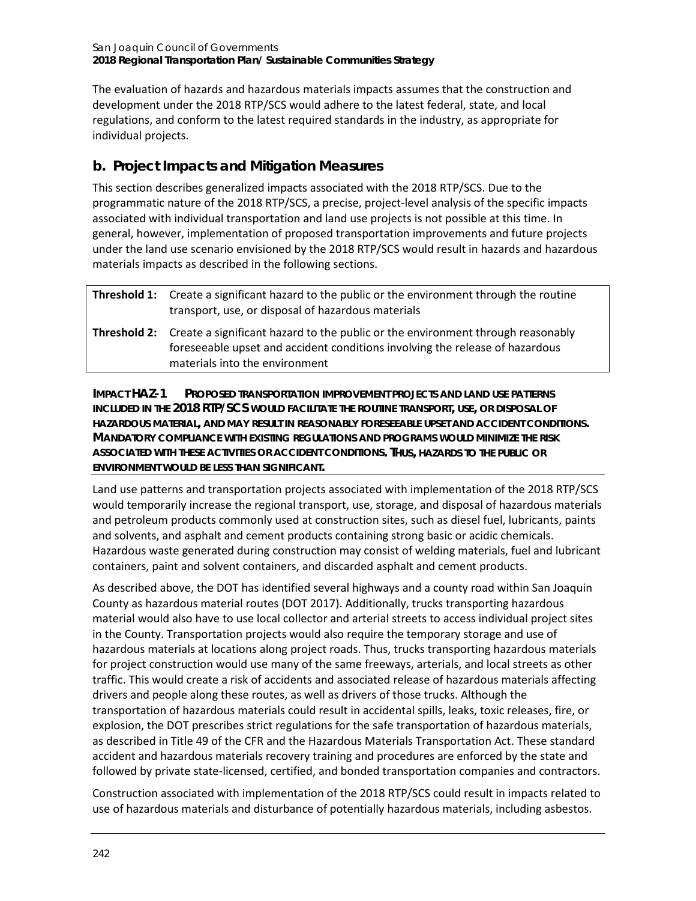The evaluation of hazards and hazardous materials impacts assumes that the construction and development under the 2018 RTP/SCS would adhere to the latest federal, state, and local regulations, and conform to the latest required standards in the industry, as appropriate for individual projects.

## b. Project Impacts and Mitigation Measures

This section describes generalized impacts associated with the 2018 RTP/SCS. Due to the programmatic nature of the 2018 RTP/SCS, a precise, project-level analysis of the specific impacts associated with individual transportation and land use projects is not possible at this time. In general, however, implementation of proposed transportation improvements and future projects under the land use scenario envisioned by the 2018 RTP/SCS would result in hazards and hazardous materials impacts as described in the following sections.

| | |
|---|---|
| **Threshold 1:** | Create a significant hazard to the public or the environment through the routine transport, use, or disposal of hazardous materials |
| **Threshold 2:** | Create a significant hazard to the public or the environment through reasonably foreseeable upset and accident conditions involving the release of hazardous materials into the environment |

**IMPACT HAZ-1 PROPOSED TRANSPORTATION IMPROVEMENT PROJECTS AND LAND USE PATTERNS INCLUDED IN THE 2018 RTP/SCS WOULD FACILITATE THE ROUTINE TRANSPORT, USE, OR DISPOSAL OF HAZARDOUS MATERIAL, AND MAY RESULT IN REASONABLY FORESEEABLE UPSET AND ACCIDENT CONDITIONS. MANDATORY COMPLIANCE WITH EXISTING REGULATIONS AND PROGRAMS WOULD MINIMIZE THE RISK ASSOCIATED WITH THESE ACTIVITIES OR ACCIDENT CONDITIONS. THUS, HAZARDS TO THE PUBLIC OR ENVIRONMENT WOULD BE LESS THAN SIGNIFICANT.**

Land use patterns and transportation projects associated with implementation of the 2018 RTP/SCS would temporarily increase the regional transport, use, storage, and disposal of hazardous materials and petroleum products commonly used at construction sites, such as diesel fuel, lubricants, paints and solvents, and asphalt and cement products containing strong basic or acidic chemicals. Hazardous waste generated during construction may consist of welding materials, fuel and lubricant containers, paint and solvent containers, and discarded asphalt and cement products.

As described above, the DOT has identified several highways and a county road within San Joaquin County as hazardous material routes (DOT 2017). Additionally, trucks transporting hazardous material would also have to use local collector and arterial streets to access individual project sites in the County. Transportation projects would also require the temporary storage and use of hazardous materials at locations along project roads. Thus, trucks transporting hazardous materials for project construction would use many of the same freeways, arterials, and local streets as other traffic. This would create a risk of accidents and associated release of hazardous materials affecting drivers and people along these routes, as well as drivers of those trucks. Although the transportation of hazardous materials could result in accidental spills, leaks, toxic releases, fire, or explosion, the DOT prescribes strict regulations for the safe transportation of hazardous materials, as described in Title 49 of the CFR and the Hazardous Materials Transportation Act. These standard accident and hazardous materials recovery training and procedures are enforced by the state and followed by private state-licensed, certified, and bonded transportation companies and contractors.

Construction associated with implementation of the 2018 RTP/SCS could result in impacts related to use of hazardous materials and disturbance of potentially hazardous materials, including asbestos.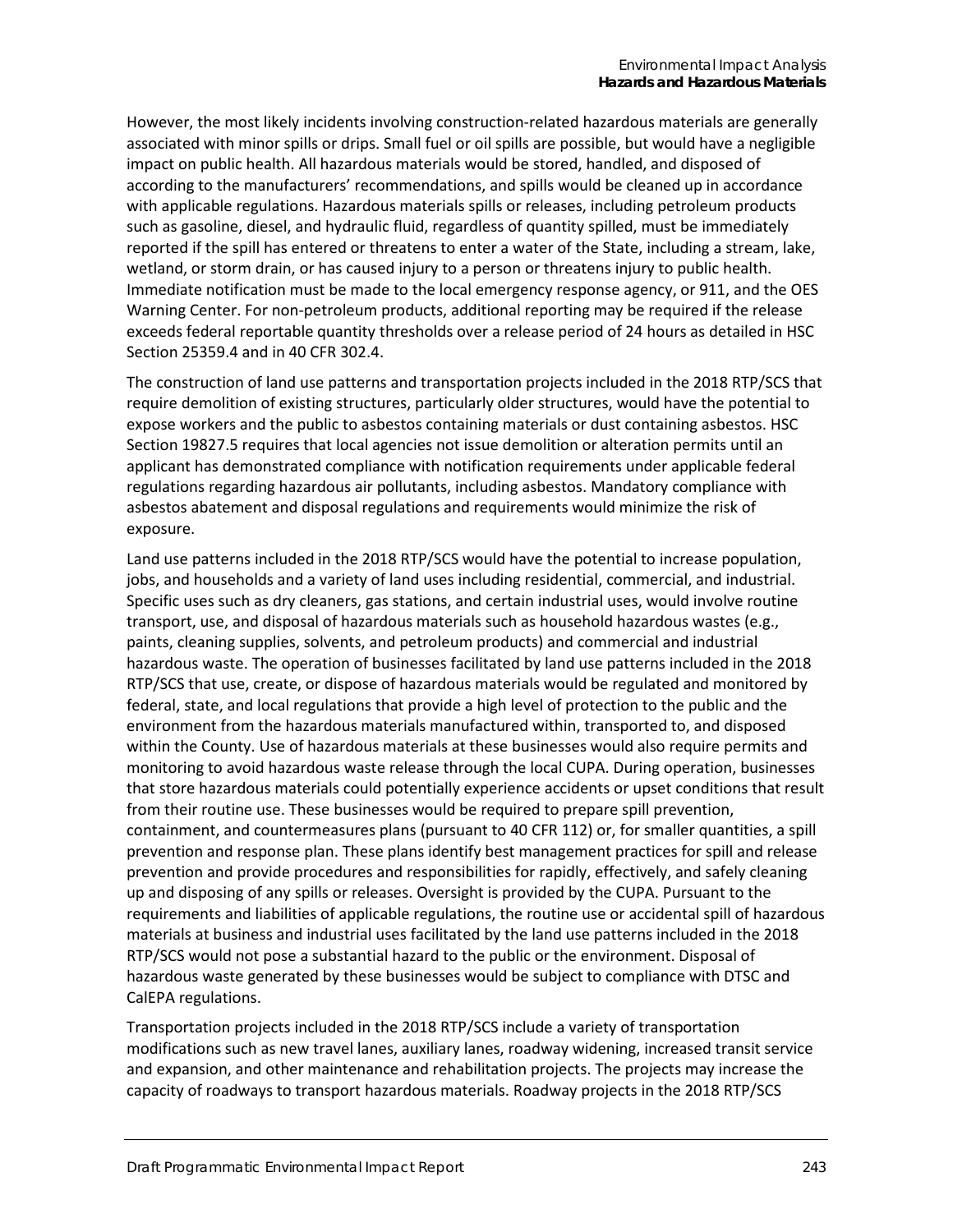However, the most likely incidents involving construction-related hazardous materials are generally associated with minor spills or drips. Small fuel or oil spills are possible, but would have a negligible impact on public health. All hazardous materials would be stored, handled, and disposed of according to the manufacturers' recommendations, and spills would be cleaned up in accordance with applicable regulations. Hazardous materials spills or releases, including petroleum products such as gasoline, diesel, and hydraulic fluid, regardless of quantity spilled, must be immediately reported if the spill has entered or threatens to enter a water of the State, including a stream, lake, wetland, or storm drain, or has caused injury to a person or threatens injury to public health. Immediate notification must be made to the local emergency response agency, or 911, and the OES Warning Center. For non-petroleum products, additional reporting may be required if the release exceeds federal reportable quantity thresholds over a release period of 24 hours as detailed in HSC Section 25359.4 and in 40 CFR 302.4.

The construction of land use patterns and transportation projects included in the 2018 RTP/SCS that require demolition of existing structures, particularly older structures, would have the potential to expose workers and the public to asbestos containing materials or dust containing asbestos. HSC Section 19827.5 requires that local agencies not issue demolition or alteration permits until an applicant has demonstrated compliance with notification requirements under applicable federal regulations regarding hazardous air pollutants, including asbestos. Mandatory compliance with asbestos abatement and disposal regulations and requirements would minimize the risk of exposure.

Land use patterns included in the 2018 RTP/SCS would have the potential to increase population, jobs, and households and a variety of land uses including residential, commercial, and industrial. Specific uses such as dry cleaners, gas stations, and certain industrial uses, would involve routine transport, use, and disposal of hazardous materials such as household hazardous wastes (e.g., paints, cleaning supplies, solvents, and petroleum products) and commercial and industrial hazardous waste. The operation of businesses facilitated by land use patterns included in the 2018 RTP/SCS that use, create, or dispose of hazardous materials would be regulated and monitored by federal, state, and local regulations that provide a high level of protection to the public and the environment from the hazardous materials manufactured within, transported to, and disposed within the County. Use of hazardous materials at these businesses would also require permits and monitoring to avoid hazardous waste release through the local CUPA. During operation, businesses that store hazardous materials could potentially experience accidents or upset conditions that result from their routine use. These businesses would be required to prepare spill prevention, containment, and countermeasures plans (pursuant to 40 CFR 112) or, for smaller quantities, a spill prevention and response plan. These plans identify best management practices for spill and release prevention and provide procedures and responsibilities for rapidly, effectively, and safely cleaning up and disposing of any spills or releases. Oversight is provided by the CUPA. Pursuant to the requirements and liabilities of applicable regulations, the routine use or accidental spill of hazardous materials at business and industrial uses facilitated by the land use patterns included in the 2018 RTP/SCS would not pose a substantial hazard to the public or the environment. Disposal of hazardous waste generated by these businesses would be subject to compliance with DTSC and CalEPA regulations.

Transportation projects included in the 2018 RTP/SCS include a variety of transportation modifications such as new travel lanes, auxiliary lanes, roadway widening, increased transit service and expansion, and other maintenance and rehabilitation projects. The projects may increase the capacity of roadways to transport hazardous materials. Roadway projects in the 2018 RTP/SCS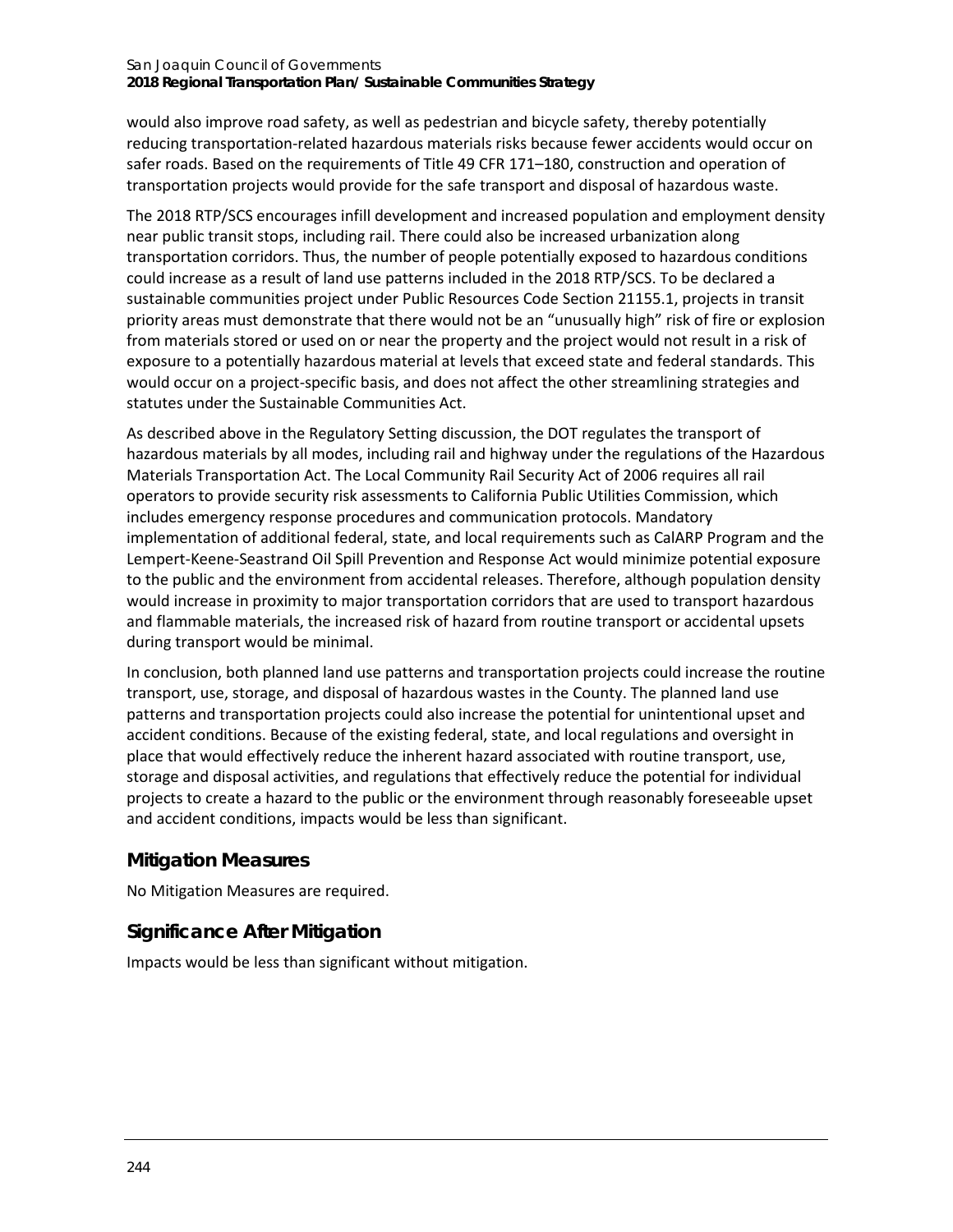would also improve road safety, as well as pedestrian and bicycle safety, thereby potentially reducing transportation-related hazardous materials risks because fewer accidents would occur on safer roads. Based on the requirements of Title 49 CFR 171–180, construction and operation of transportation projects would provide for the safe transport and disposal of hazardous waste.

The 2018 RTP/SCS encourages infill development and increased population and employment density near public transit stops, including rail. There could also be increased urbanization along transportation corridors. Thus, the number of people potentially exposed to hazardous conditions could increase as a result of land use patterns included in the 2018 RTP/SCS. To be declared a sustainable communities project under Public Resources Code Section 21155.1, projects in transit priority areas must demonstrate that there would not be an "unusually high" risk of fire or explosion from materials stored or used on or near the property and the project would not result in a risk of exposure to a potentially hazardous material at levels that exceed state and federal standards. This would occur on a project-specific basis, and does not affect the other streamlining strategies and statutes under the Sustainable Communities Act.

As described above in the Regulatory Setting discussion, the DOT regulates the transport of hazardous materials by all modes, including rail and highway under the regulations of the Hazardous Materials Transportation Act. The Local Community Rail Security Act of 2006 requires all rail operators to provide security risk assessments to California Public Utilities Commission, which includes emergency response procedures and communication protocols. Mandatory implementation of additional federal, state, and local requirements such as CalARP Program and the Lempert-Keene-Seastrand Oil Spill Prevention and Response Act would minimize potential exposure to the public and the environment from accidental releases. Therefore, although population density would increase in proximity to major transportation corridors that are used to transport hazardous and flammable materials, the increased risk of hazard from routine transport or accidental upsets during transport would be minimal.

In conclusion, both planned land use patterns and transportation projects could increase the routine transport, use, storage, and disposal of hazardous wastes in the County. The planned land use patterns and transportation projects could also increase the potential for unintentional upset and accident conditions. Because of the existing federal, state, and local regulations and oversight in place that would effectively reduce the inherent hazard associated with routine transport, use, storage and disposal activities, and regulations that effectively reduce the potential for individual projects to create a hazard to the public or the environment through reasonably foreseeable upset and accident conditions, impacts would be less than significant.

## Mitigation Measures

No Mitigation Measures are required.

## Significance After Mitigation

Impacts would be less than significant without mitigation.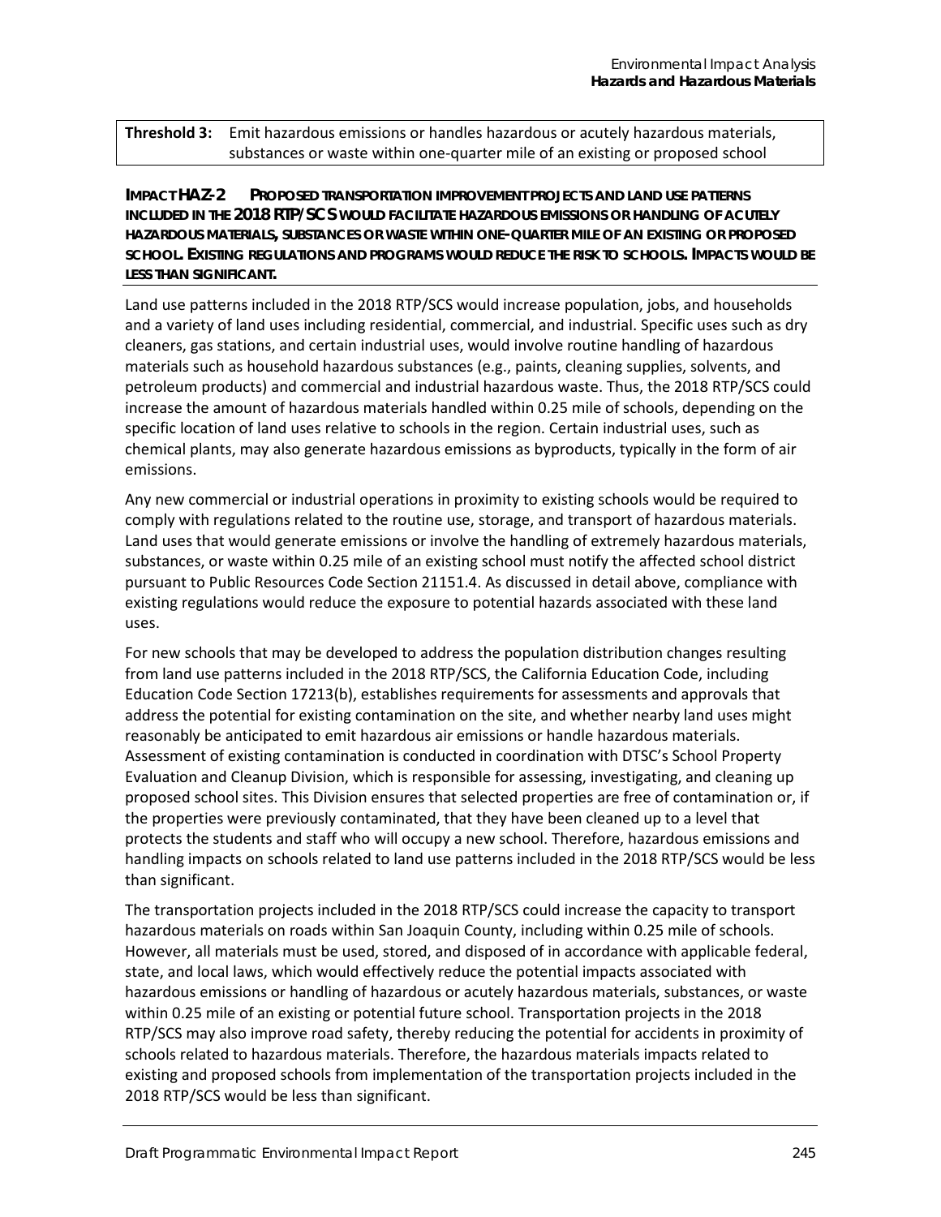| **Threshold 3:** | Emit hazardous emissions or handles hazardous or acutely hazardous materials, substances or waste within one-quarter mile of an existing or proposed school |
|---|---|

**IMPACT HAZ-2 PROPOSED TRANSPORTATION IMPROVEMENT PROJECTS AND LAND USE PATTERNS INCLUDED IN THE 2018 RTP/SCS WOULD FACILITATE HAZARDOUS EMISSIONS OR HANDLING OF ACUTELY HAZARDOUS MATERIALS, SUBSTANCES OR WASTE WITHIN ONE-QUARTER MILE OF AN EXISTING OR PROPOSED SCHOOL. EXISTING REGULATIONS AND PROGRAMS WOULD REDUCE THE RISK TO SCHOOLS. IMPACTS WOULD BE LESS THAN SIGNIFICANT.**

Land use patterns included in the 2018 RTP/SCS would increase population, jobs, and households and a variety of land uses including residential, commercial, and industrial. Specific uses such as dry cleaners, gas stations, and certain industrial uses, would involve routine handling of hazardous materials such as household hazardous substances (e.g., paints, cleaning supplies, solvents, and petroleum products) and commercial and industrial hazardous waste. Thus, the 2018 RTP/SCS could increase the amount of hazardous materials handled within 0.25 mile of schools, depending on the specific location of land uses relative to schools in the region. Certain industrial uses, such as chemical plants, may also generate hazardous emissions as byproducts, typically in the form of air emissions.

Any new commercial or industrial operations in proximity to existing schools would be required to comply with regulations related to the routine use, storage, and transport of hazardous materials. Land uses that would generate emissions or involve the handling of extremely hazardous materials, substances, or waste within 0.25 mile of an existing school must notify the affected school district pursuant to Public Resources Code Section 21151.4. As discussed in detail above, compliance with existing regulations would reduce the exposure to potential hazards associated with these land uses.

For new schools that may be developed to address the population distribution changes resulting from land use patterns included in the 2018 RTP/SCS, the California Education Code, including Education Code Section 17213(b), establishes requirements for assessments and approvals that address the potential for existing contamination on the site, and whether nearby land uses might reasonably be anticipated to emit hazardous air emissions or handle hazardous materials. Assessment of existing contamination is conducted in coordination with DTSC's School Property Evaluation and Cleanup Division, which is responsible for assessing, investigating, and cleaning up proposed school sites. This Division ensures that selected properties are free of contamination or, if the properties were previously contaminated, that they have been cleaned up to a level that protects the students and staff who will occupy a new school. Therefore, hazardous emissions and handling impacts on schools related to land use patterns included in the 2018 RTP/SCS would be less than significant.

The transportation projects included in the 2018 RTP/SCS could increase the capacity to transport hazardous materials on roads within San Joaquin County, including within 0.25 mile of schools. However, all materials must be used, stored, and disposed of in accordance with applicable federal, state, and local laws, which would effectively reduce the potential impacts associated with hazardous emissions or handling of hazardous or acutely hazardous materials, substances, or waste within 0.25 mile of an existing or potential future school. Transportation projects in the 2018 RTP/SCS may also improve road safety, thereby reducing the potential for accidents in proximity of schools related to hazardous materials. Therefore, the hazardous materials impacts related to existing and proposed schools from implementation of the transportation projects included in the 2018 RTP/SCS would be less than significant.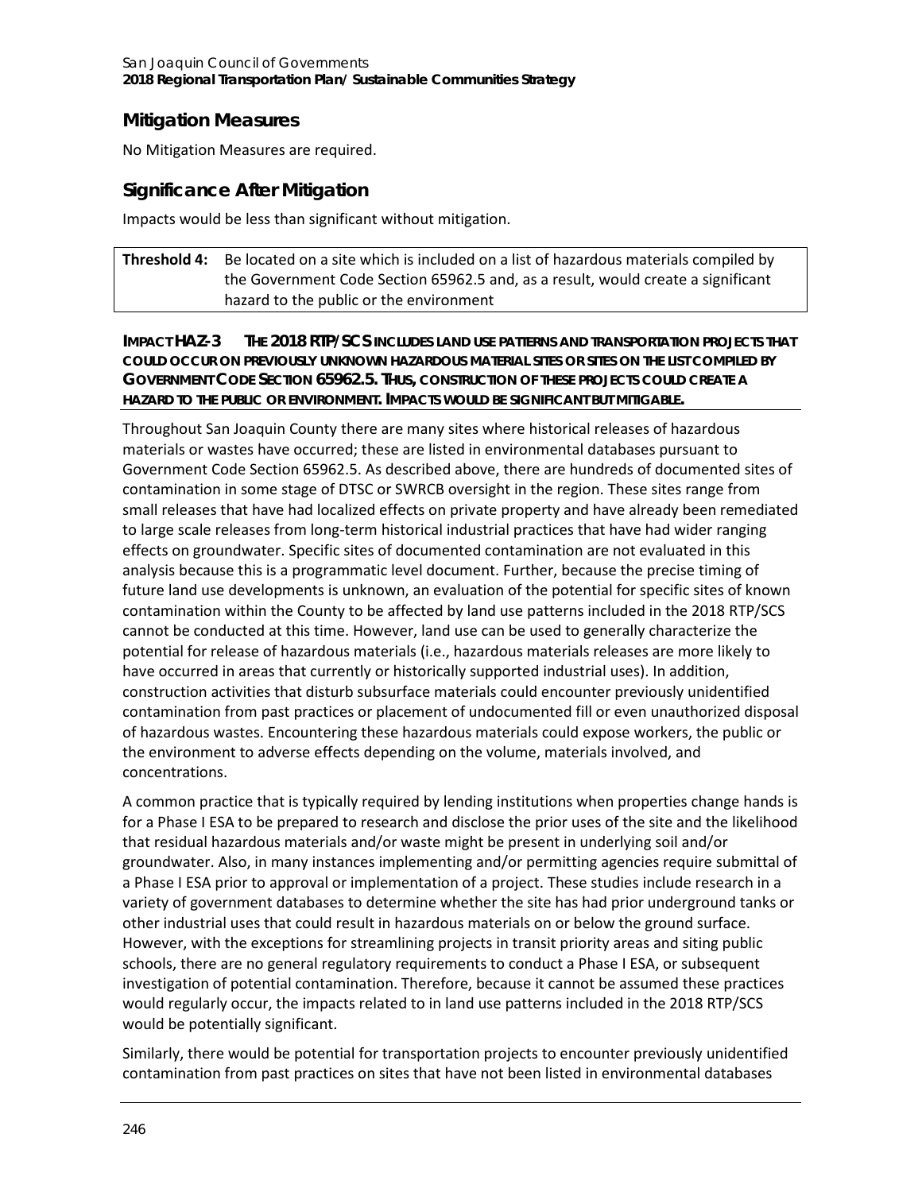## Mitigation Measures

No Mitigation Measures are required.

## Significance After Mitigation

Impacts would be less than significant without mitigation.

| **Threshold 4:** | Be located on a site which is included on a list of hazardous materials compiled by the Government Code Section 65962.5 and, as a result, would create a significant hazard to the public or the environment |
|---|---|

**IMPACT HAZ-3 THE 2018 RTP/SCS INCLUDES LAND USE PATTERNS AND TRANSPORTATION PROJECTS THAT COULD OCCUR ON PREVIOUSLY UNKNOWN HAZARDOUS MATERIAL SITES OR SITES ON THE LIST COMPILED BY GOVERNMENT CODE SECTION 65962.5. THUS, CONSTRUCTION OF THESE PROJECTS COULD CREATE A HAZARD TO THE PUBLIC OR ENVIRONMENT. IMPACTS WOULD BE SIGNIFICANT BUT MITIGABLE.**

Throughout San Joaquin County there are many sites where historical releases of hazardous materials or wastes have occurred; these are listed in environmental databases pursuant to Government Code Section 65962.5. As described above, there are hundreds of documented sites of contamination in some stage of DTSC or SWRCB oversight in the region. These sites range from small releases that have had localized effects on private property and have already been remediated to large scale releases from long-term historical industrial practices that have had wider ranging effects on groundwater. Specific sites of documented contamination are not evaluated in this analysis because this is a programmatic level document. Further, because the precise timing of future land use developments is unknown, an evaluation of the potential for specific sites of known contamination within the County to be affected by land use patterns included in the 2018 RTP/SCS cannot be conducted at this time. However, land use can be used to generally characterize the potential for release of hazardous materials (i.e., hazardous materials releases are more likely to have occurred in areas that currently or historically supported industrial uses). In addition, construction activities that disturb subsurface materials could encounter previously unidentified contamination from past practices or placement of undocumented fill or even unauthorized disposal of hazardous wastes. Encountering these hazardous materials could expose workers, the public or the environment to adverse effects depending on the volume, materials involved, and concentrations.

A common practice that is typically required by lending institutions when properties change hands is for a Phase I ESA to be prepared to research and disclose the prior uses of the site and the likelihood that residual hazardous materials and/or waste might be present in underlying soil and/or groundwater. Also, in many instances implementing and/or permitting agencies require submittal of a Phase I ESA prior to approval or implementation of a project. These studies include research in a variety of government databases to determine whether the site has had prior underground tanks or other industrial uses that could result in hazardous materials on or below the ground surface. However, with the exceptions for streamlining projects in transit priority areas and siting public schools, there are no general regulatory requirements to conduct a Phase I ESA, or subsequent investigation of potential contamination. Therefore, because it cannot be assumed these practices would regularly occur, the impacts related to in land use patterns included in the 2018 RTP/SCS would be potentially significant.

Similarly, there would be potential for transportation projects to encounter previously unidentified contamination from past practices on sites that have not been listed in environmental databases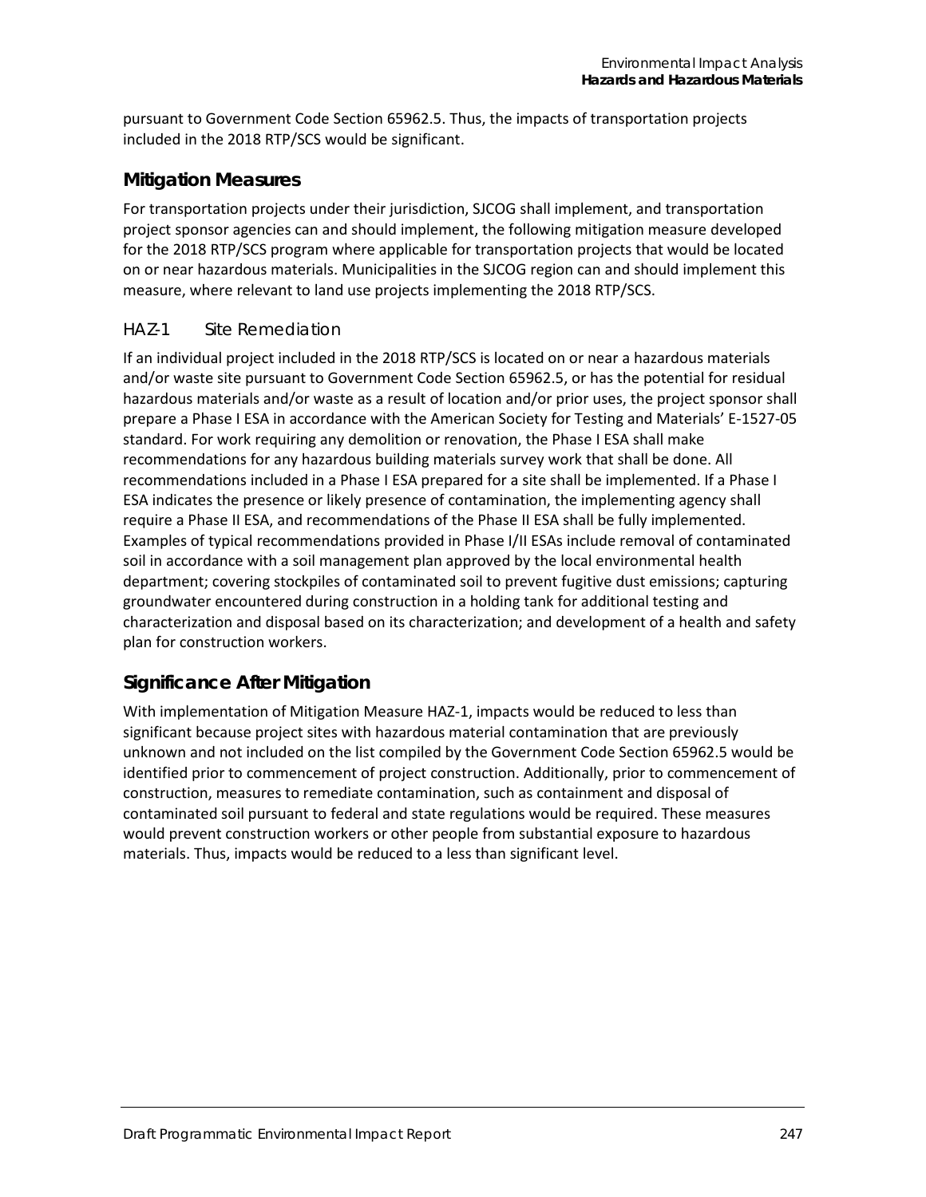pursuant to Government Code Section 65962.5. Thus, the impacts of transportation projects included in the 2018 RTP/SCS would be significant.

## Mitigation Measures

For transportation projects under their jurisdiction, SJCOG shall implement, and transportation project sponsor agencies can and should implement, the following mitigation measure developed for the 2018 RTP/SCS program where applicable for transportation projects that would be located on or near hazardous materials. Municipalities in the SJCOG region can and should implement this measure, where relevant to land use projects implementing the 2018 RTP/SCS.

### HAZ-1 Site Remediation

If an individual project included in the 2018 RTP/SCS is located on or near a hazardous materials and/or waste site pursuant to Government Code Section 65962.5, or has the potential for residual hazardous materials and/or waste as a result of location and/or prior uses, the project sponsor shall prepare a Phase I ESA in accordance with the American Society for Testing and Materials' E-1527-05 standard. For work requiring any demolition or renovation, the Phase I ESA shall make recommendations for any hazardous building materials survey work that shall be done. All recommendations included in a Phase I ESA prepared for a site shall be implemented. If a Phase I ESA indicates the presence or likely presence of contamination, the implementing agency shall require a Phase II ESA, and recommendations of the Phase II ESA shall be fully implemented. Examples of typical recommendations provided in Phase I/II ESAs include removal of contaminated soil in accordance with a soil management plan approved by the local environmental health department; covering stockpiles of contaminated soil to prevent fugitive dust emissions; capturing groundwater encountered during construction in a holding tank for additional testing and characterization and disposal based on its characterization; and development of a health and safety plan for construction workers.

## Significance After Mitigation

With implementation of Mitigation Measure HAZ-1, impacts would be reduced to less than significant because project sites with hazardous material contamination that are previously unknown and not included on the list compiled by the Government Code Section 65962.5 would be identified prior to commencement of project construction. Additionally, prior to commencement of construction, measures to remediate contamination, such as containment and disposal of contaminated soil pursuant to federal and state regulations would be required. These measures would prevent construction workers or other people from substantial exposure to hazardous materials. Thus, impacts would be reduced to a less than significant level.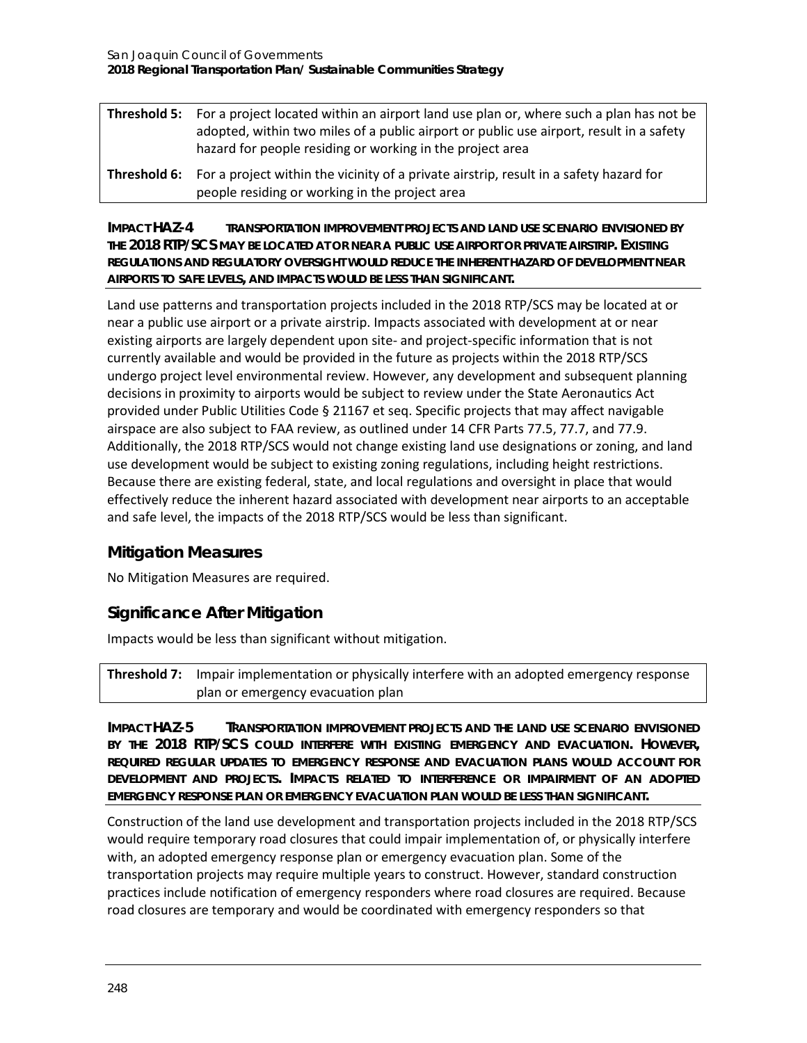| | |
|---|---|
| **Threshold 5:** | For a project located within an airport land use plan or, where such a plan has not be adopted, within two miles of a public airport or public use airport, result in a safety hazard for people residing or working in the project area |
| **Threshold 6:** | For a project within the vicinity of a private airstrip, result in a safety hazard for people residing or working in the project area |

**IMPACT HAZ-4 TRANSPORTATION IMPROVEMENT PROJECTS AND LAND USE SCENARIO ENVISIONED BY THE 2018 RTP/SCS MAY BE LOCATED AT OR NEAR A PUBLIC USE AIRPORT OR PRIVATE AIRSTRIP. EXISTING REGULATIONS AND REGULATORY OVERSIGHT WOULD REDUCE THE INHERENT HAZARD OF DEVELOPMENT NEAR AIRPORTS TO SAFE LEVELS, AND IMPACTS WOULD BE LESS THAN SIGNIFICANT.**

Land use patterns and transportation projects included in the 2018 RTP/SCS may be located at or near a public use airport or a private airstrip. Impacts associated with development at or near existing airports are largely dependent upon site- and project-specific information that is not currently available and would be provided in the future as projects within the 2018 RTP/SCS undergo project level environmental review. However, any development and subsequent planning decisions in proximity to airports would be subject to review under the State Aeronautics Act provided under Public Utilities Code § 21167 et seq. Specific projects that may affect navigable airspace are also subject to FAA review, as outlined under 14 CFR Parts 77.5, 77.7, and 77.9. Additionally, the 2018 RTP/SCS would not change existing land use designations or zoning, and land use development would be subject to existing zoning regulations, including height restrictions. Because there are existing federal, state, and local regulations and oversight in place that would effectively reduce the inherent hazard associated with development near airports to an acceptable and safe level, the impacts of the 2018 RTP/SCS would be less than significant.

## Mitigation Measures

No Mitigation Measures are required.

## Significance After Mitigation

Impacts would be less than significant without mitigation.

| | |
|---|---|
| **Threshold 7:** | Impair implementation or physically interfere with an adopted emergency response plan or emergency evacuation plan |

**IMPACT HAZ-5 TRANSPORTATION IMPROVEMENT PROJECTS AND THE LAND USE SCENARIO ENVISIONED BY THE 2018 RTP/SCS COULD INTERFERE WITH EXISTING EMERGENCY AND EVACUATION. HOWEVER, REQUIRED REGULAR UPDATES TO EMERGENCY RESPONSE AND EVACUATION PLANS WOULD ACCOUNT FOR DEVELOPMENT AND PROJECTS. IMPACTS RELATED TO INTERFERENCE OR IMPAIRMENT OF AN ADOPTED EMERGENCY RESPONSE PLAN OR EMERGENCY EVACUATION PLAN WOULD BE LESS THAN SIGNIFICANT.**

Construction of the land use development and transportation projects included in the 2018 RTP/SCS would require temporary road closures that could impair implementation of, or physically interfere with, an adopted emergency response plan or emergency evacuation plan. Some of the transportation projects may require multiple years to construct. However, standard construction practices include notification of emergency responders where road closures are required. Because road closures are temporary and would be coordinated with emergency responders so that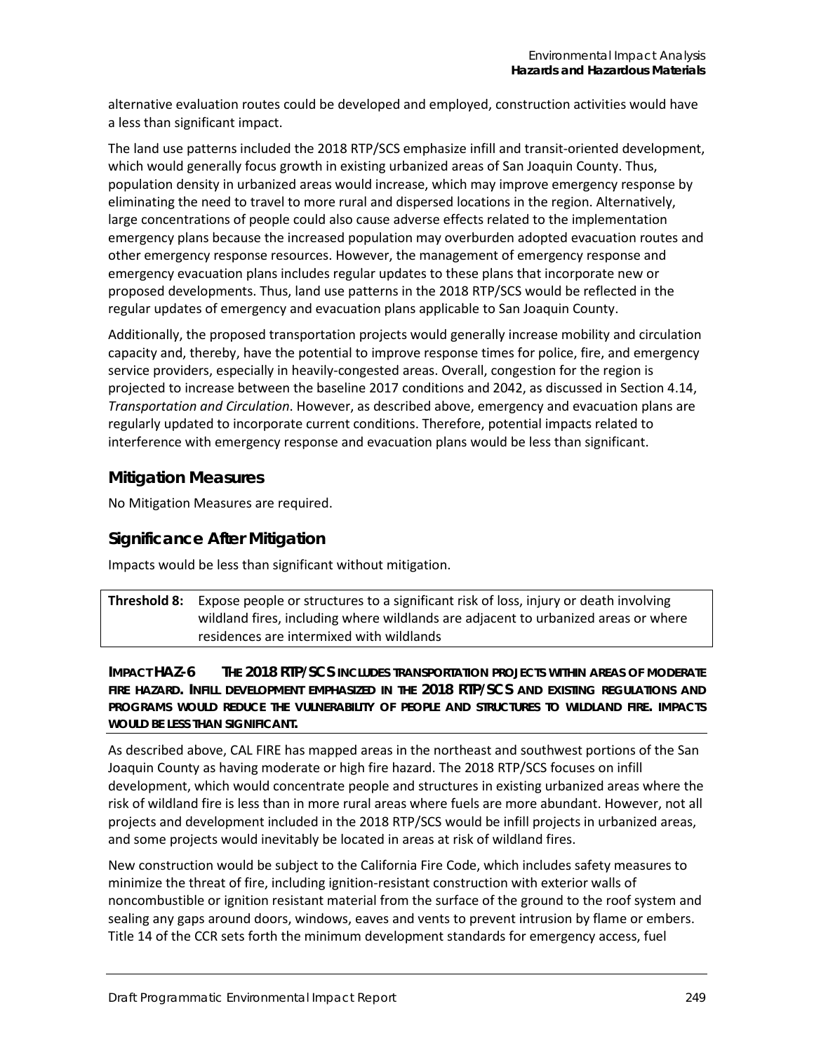alternative evaluation routes could be developed and employed, construction activities would have a less than significant impact.

The land use patterns included the 2018 RTP/SCS emphasize infill and transit-oriented development, which would generally focus growth in existing urbanized areas of San Joaquin County. Thus, population density in urbanized areas would increase, which may improve emergency response by eliminating the need to travel to more rural and dispersed locations in the region. Alternatively, large concentrations of people could also cause adverse effects related to the implementation emergency plans because the increased population may overburden adopted evacuation routes and other emergency response resources. However, the management of emergency response and emergency evacuation plans includes regular updates to these plans that incorporate new or proposed developments. Thus, land use patterns in the 2018 RTP/SCS would be reflected in the regular updates of emergency and evacuation plans applicable to San Joaquin County.

Additionally, the proposed transportation projects would generally increase mobility and circulation capacity and, thereby, have the potential to improve response times for police, fire, and emergency service providers, especially in heavily-congested areas. Overall, congestion for the region is projected to increase between the baseline 2017 conditions and 2042, as discussed in Section 4.14, *Transportation and Circulation*. However, as described above, emergency and evacuation plans are regularly updated to incorporate current conditions. Therefore, potential impacts related to interference with emergency response and evacuation plans would be less than significant.

### Mitigation Measures

No Mitigation Measures are required.

### Significance After Mitigation

Impacts would be less than significant without mitigation.

| **Threshold 8:** | Expose people or structures to a significant risk of loss, injury or death involving wildland fires, including where wildlands are adjacent to urbanized areas or where residences are intermixed with wildlands |
|---|---|

**IMPACT HAZ-6 THE 2018 RTP/SCS INCLUDES TRANSPORTATION PROJECTS WITHIN AREAS OF MODERATE FIRE HAZARD. INFILL DEVELOPMENT EMPHASIZED IN THE 2018 RTP/SCS AND EXISTING REGULATIONS AND PROGRAMS WOULD REDUCE THE VULNERABILITY OF PEOPLE AND STRUCTURES TO WILDLAND FIRE. IMPACTS WOULD BE LESS THAN SIGNIFICANT.**

As described above, CAL FIRE has mapped areas in the northeast and southwest portions of the San Joaquin County as having moderate or high fire hazard. The 2018 RTP/SCS focuses on infill development, which would concentrate people and structures in existing urbanized areas where the risk of wildland fire is less than in more rural areas where fuels are more abundant. However, not all projects and development included in the 2018 RTP/SCS would be infill projects in urbanized areas, and some projects would inevitably be located in areas at risk of wildland fires.

New construction would be subject to the California Fire Code, which includes safety measures to minimize the threat of fire, including ignition-resistant construction with exterior walls of noncombustible or ignition resistant material from the surface of the ground to the roof system and sealing any gaps around doors, windows, eaves and vents to prevent intrusion by flame or embers. Title 14 of the CCR sets forth the minimum development standards for emergency access, fuel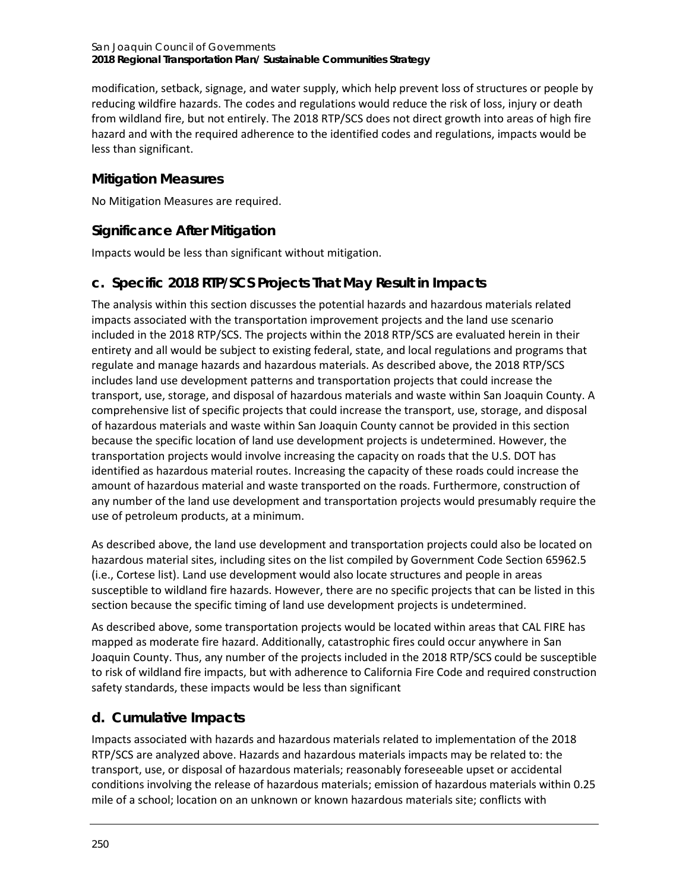modification, setback, signage, and water supply, which help prevent loss of structures or people by reducing wildfire hazards. The codes and regulations would reduce the risk of loss, injury or death from wildland fire, but not entirely. The 2018 RTP/SCS does not direct growth into areas of high fire hazard and with the required adherence to the identified codes and regulations, impacts would be less than significant.

### Mitigation Measures

No Mitigation Measures are required.

### Significance After Mitigation

Impacts would be less than significant without mitigation.

## c. Specific 2018 RTP/SCS Projects That May Result in Impacts

The analysis within this section discusses the potential hazards and hazardous materials related impacts associated with the transportation improvement projects and the land use scenario included in the 2018 RTP/SCS. The projects within the 2018 RTP/SCS are evaluated herein in their entirety and all would be subject to existing federal, state, and local regulations and programs that regulate and manage hazards and hazardous materials. As described above, the 2018 RTP/SCS includes land use development patterns and transportation projects that could increase the transport, use, storage, and disposal of hazardous materials and waste within San Joaquin County. A comprehensive list of specific projects that could increase the transport, use, storage, and disposal of hazardous materials and waste within San Joaquin County cannot be provided in this section because the specific location of land use development projects is undetermined. However, the transportation projects would involve increasing the capacity on roads that the U.S. DOT has identified as hazardous material routes. Increasing the capacity of these roads could increase the amount of hazardous material and waste transported on the roads. Furthermore, construction of any number of the land use development and transportation projects would presumably require the use of petroleum products, at a minimum.

As described above, the land use development and transportation projects could also be located on hazardous material sites, including sites on the list compiled by Government Code Section 65962.5 (i.e., Cortese list). Land use development would also locate structures and people in areas susceptible to wildland fire hazards. However, there are no specific projects that can be listed in this section because the specific timing of land use development projects is undetermined.

As described above, some transportation projects would be located within areas that CAL FIRE has mapped as moderate fire hazard. Additionally, catastrophic fires could occur anywhere in San Joaquin County. Thus, any number of the projects included in the 2018 RTP/SCS could be susceptible to risk of wildland fire impacts, but with adherence to California Fire Code and required construction safety standards, these impacts would be less than significant

## d. Cumulative Impacts

Impacts associated with hazards and hazardous materials related to implementation of the 2018 RTP/SCS are analyzed above. Hazards and hazardous materials impacts may be related to: the transport, use, or disposal of hazardous materials; reasonably foreseeable upset or accidental conditions involving the release of hazardous materials; emission of hazardous materials within 0.25 mile of a school; location on an unknown or known hazardous materials site; conflicts with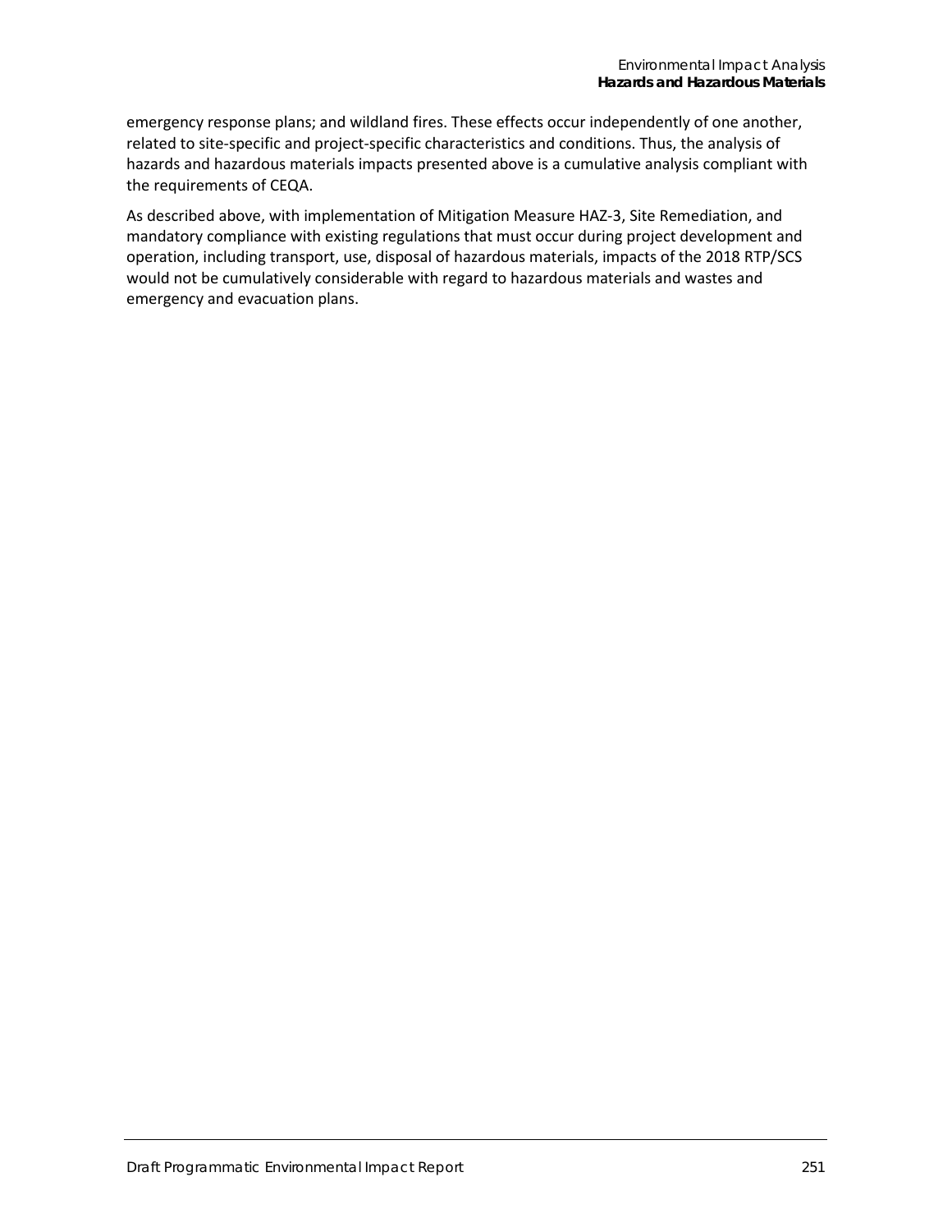emergency response plans; and wildland fires. These effects occur independently of one another, related to site-specific and project-specific characteristics and conditions. Thus, the analysis of hazards and hazardous materials impacts presented above is a cumulative analysis compliant with the requirements of CEQA.

As described above, with implementation of Mitigation Measure HAZ-3, Site Remediation, and mandatory compliance with existing regulations that must occur during project development and operation, including transport, use, disposal of hazardous materials, impacts of the 2018 RTP/SCS would not be cumulatively considerable with regard to hazardous materials and wastes and emergency and evacuation plans.